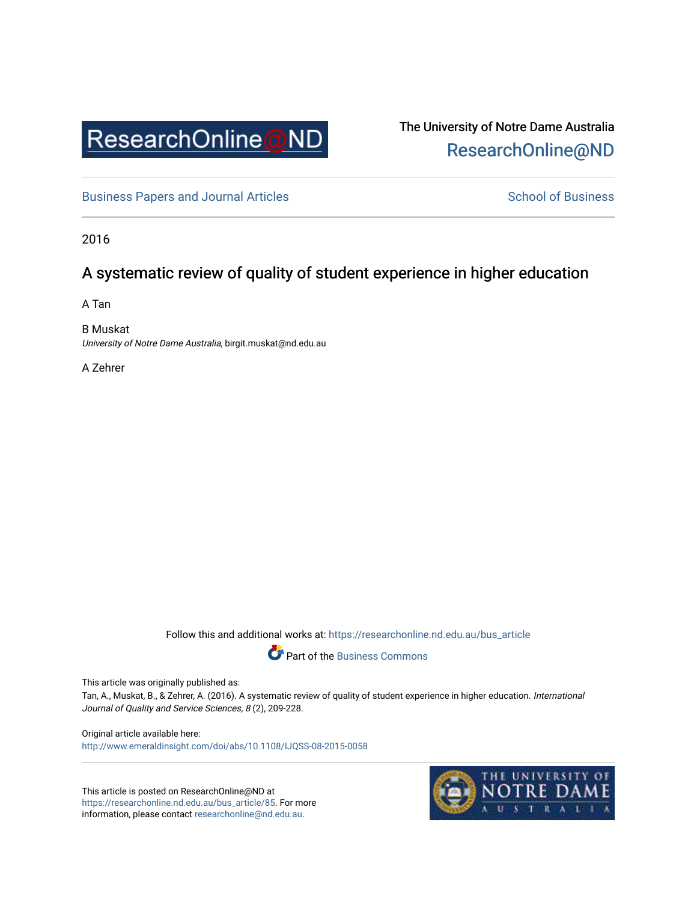ResearchOnline@ND

The University of Notre Dame Australia
ResearchOnline@ND

Business Papers and Journal Articles

School of Business

2016

# A systematic review of quality of student experience in higher education

A Tan

B Muskat
*University of Notre Dame Australia*, birgit.muskat@nd.edu.au

A Zehrer

Follow this and additional works at: https://researchonline.nd.edu.au/bus_article

Part of the Business Commons

This article was originally published as:
Tan, A., Muskat, B., & Zehrer, A. (2016). A systematic review of quality of student experience in higher education. *International Journal of Quality and Service Sciences, 8* (2), 209-228.

Original article available here:
http://www.emeraldinsight.com/doi/abs/10.1108/IJQSS-08-2015-0058

This article is posted on ResearchOnline@ND at https://researchonline.nd.edu.au/bus_article/85. For more information, please contact researchonline@nd.edu.au.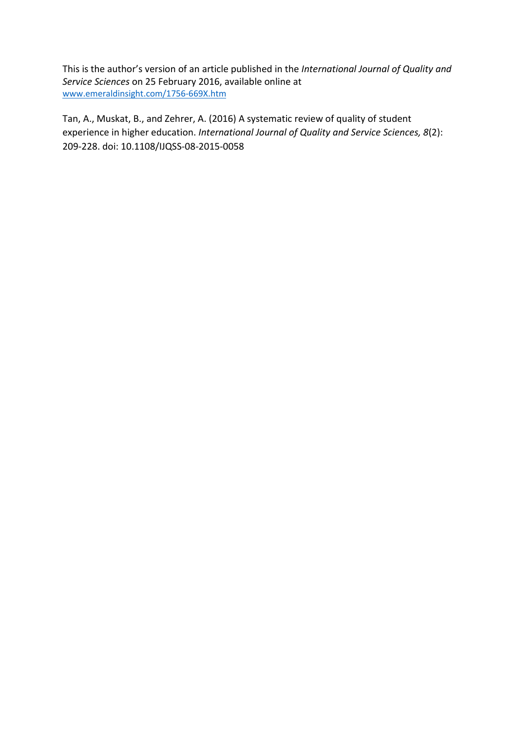This is the author's version of an article published in the *International Journal of Quality and Service Sciences* on 25 February 2016, available online at [www.emeraldinsight.com/1756-669X.htm](www.emeraldinsight.com/1756-669X.htm)

Tan, A., Muskat, B., and Zehrer, A. (2016) A systematic review of quality of student experience in higher education. *International Journal of Quality and Service Sciences, 8*(2): 209-228. doi: 10.1108/IJQSS-08-2015-0058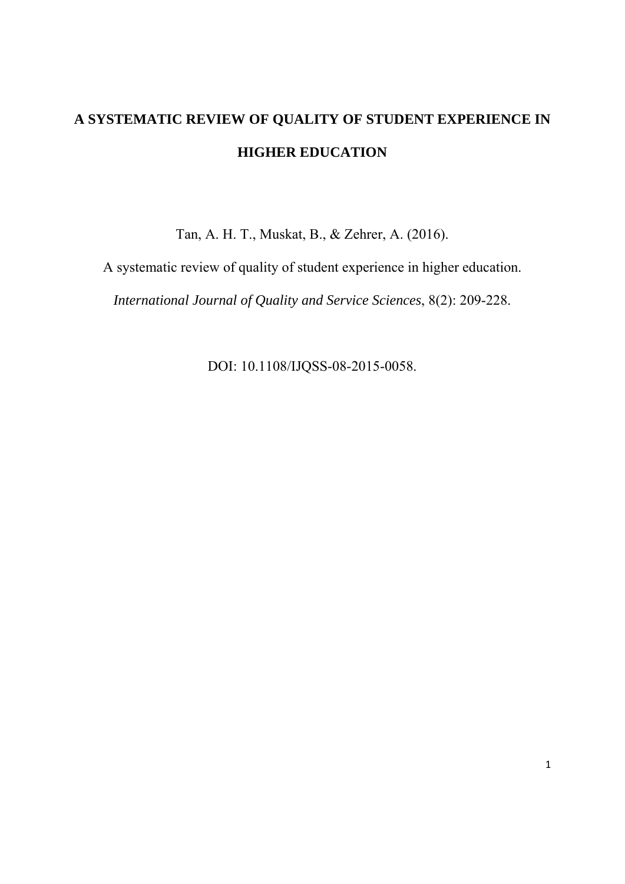# A SYSTEMATIC REVIEW OF QUALITY OF STUDENT EXPERIENCE IN HIGHER EDUCATION

Tan, A. H. T., Muskat, B., & Zehrer, A. (2016).

A systematic review of quality of student experience in higher education.

*International Journal of Quality and Service Sciences*, 8(2): 209-228.

DOI: 10.1108/IJQSS-08-2015-0058.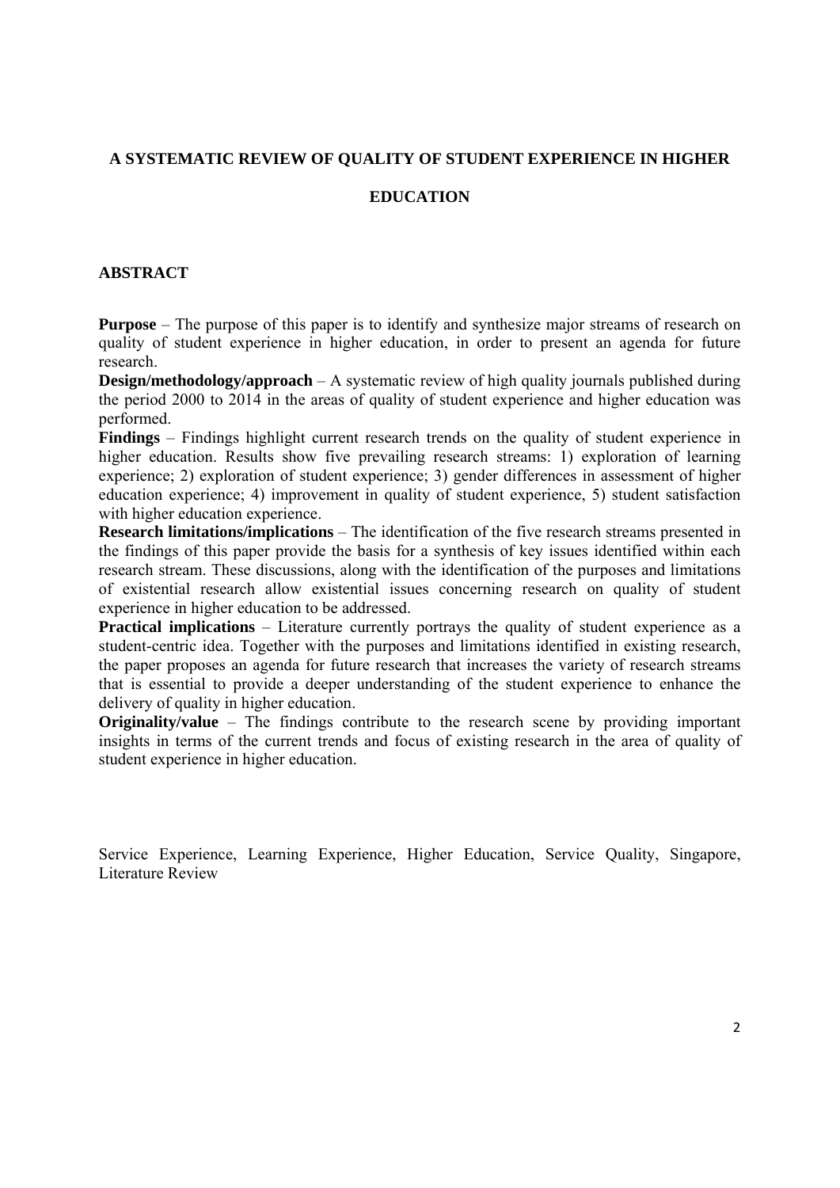# A SYSTEMATIC REVIEW OF QUALITY OF STUDENT EXPERIENCE IN HIGHER EDUCATION

## ABSTRACT

**Purpose** – The purpose of this paper is to identify and synthesize major streams of research on quality of student experience in higher education, in order to present an agenda for future research.

**Design/methodology/approach** – A systematic review of high quality journals published during the period 2000 to 2014 in the areas of quality of student experience and higher education was performed.

**Findings** – Findings highlight current research trends on the quality of student experience in higher education. Results show five prevailing research streams: 1) exploration of learning experience; 2) exploration of student experience; 3) gender differences in assessment of higher education experience; 4) improvement in quality of student experience, 5) student satisfaction with higher education experience.

**Research limitations/implications** – The identification of the five research streams presented in the findings of this paper provide the basis for a synthesis of key issues identified within each research stream. These discussions, along with the identification of the purposes and limitations of existential research allow existential issues concerning research on quality of student experience in higher education to be addressed.

**Practical implications** – Literature currently portrays the quality of student experience as a student-centric idea. Together with the purposes and limitations identified in existing research, the paper proposes an agenda for future research that increases the variety of research streams that is essential to provide a deeper understanding of the student experience to enhance the delivery of quality in higher education.

**Originality/value** – The findings contribute to the research scene by providing important insights in terms of the current trends and focus of existing research in the area of quality of student experience in higher education.

Service Experience, Learning Experience, Higher Education, Service Quality, Singapore, Literature Review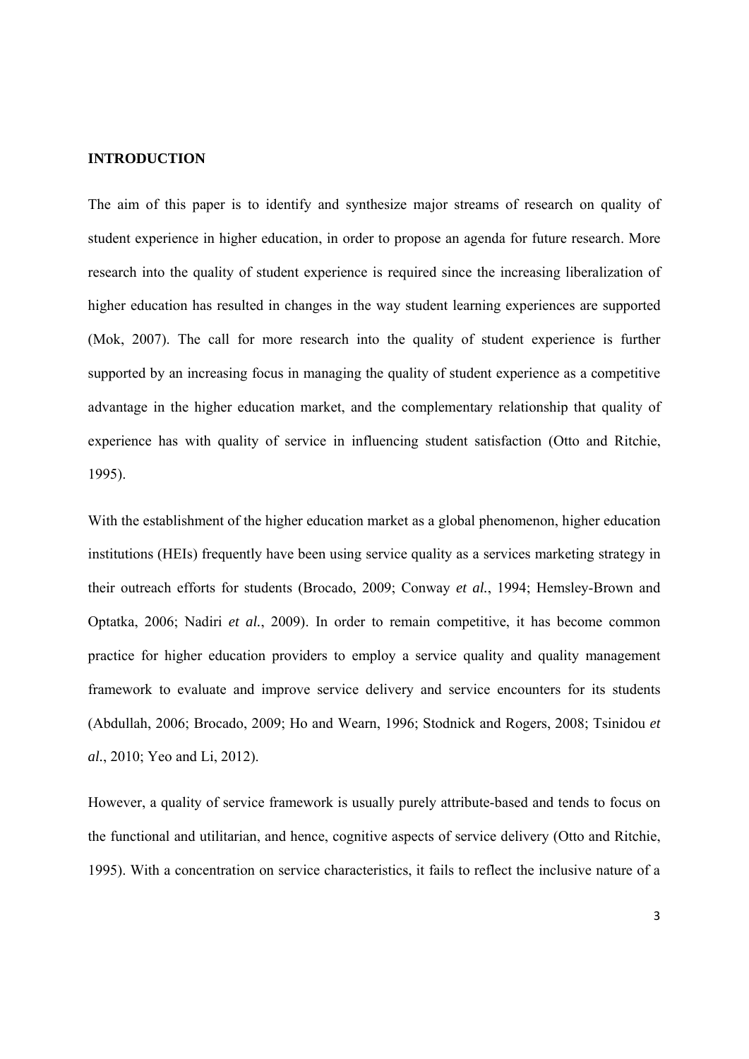## INTRODUCTION

The aim of this paper is to identify and synthesize major streams of research on quality of student experience in higher education, in order to propose an agenda for future research. More research into the quality of student experience is required since the increasing liberalization of higher education has resulted in changes in the way student learning experiences are supported (Mok, 2007). The call for more research into the quality of student experience is further supported by an increasing focus in managing the quality of student experience as a competitive advantage in the higher education market, and the complementary relationship that quality of experience has with quality of service in influencing student satisfaction (Otto and Ritchie, 1995).

With the establishment of the higher education market as a global phenomenon, higher education institutions (HEIs) frequently have been using service quality as a services marketing strategy in their outreach efforts for students (Brocado, 2009; Conway *et al.*, 1994; Hemsley-Brown and Optatka, 2006; Nadiri *et al.*, 2009). In order to remain competitive, it has become common practice for higher education providers to employ a service quality and quality management framework to evaluate and improve service delivery and service encounters for its students (Abdullah, 2006; Brocado, 2009; Ho and Wearn, 1996; Stodnick and Rogers, 2008; Tsinidou *et al.*, 2010; Yeo and Li, 2012).

However, a quality of service framework is usually purely attribute-based and tends to focus on the functional and utilitarian, and hence, cognitive aspects of service delivery (Otto and Ritchie, 1995). With a concentration on service characteristics, it fails to reflect the inclusive nature of a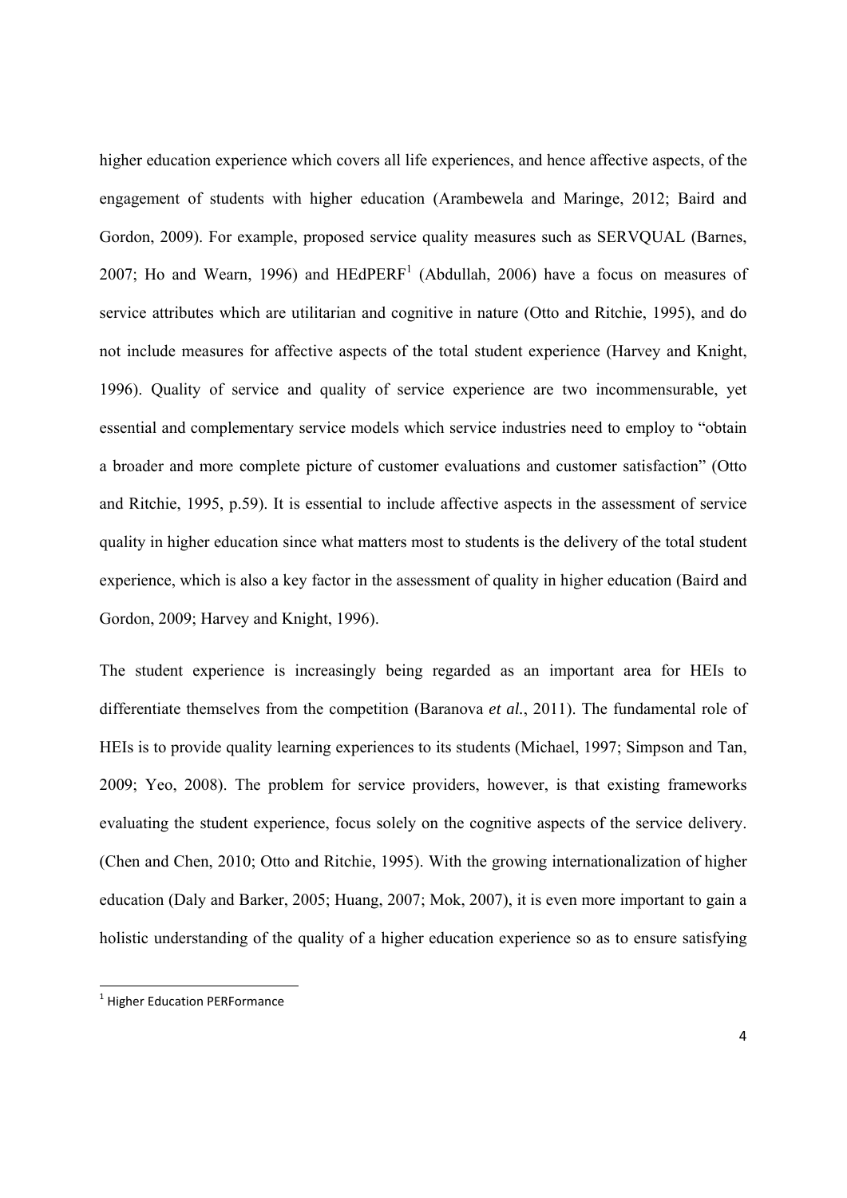higher education experience which covers all life experiences, and hence affective aspects, of the engagement of students with higher education (Arambewela and Maringe, 2012; Baird and Gordon, 2009). For example, proposed service quality measures such as SERVQUAL (Barnes, 2007; Ho and Wearn, 1996) and HEdPERF[1] (Abdullah, 2006) have a focus on measures of service attributes which are utilitarian and cognitive in nature (Otto and Ritchie, 1995), and do not include measures for affective aspects of the total student experience (Harvey and Knight, 1996). Quality of service and quality of service experience are two incommensurable, yet essential and complementary service models which service industries need to employ to "obtain a broader and more complete picture of customer evaluations and customer satisfaction" (Otto and Ritchie, 1995, p.59). It is essential to include affective aspects in the assessment of service quality in higher education since what matters most to students is the delivery of the total student experience, which is also a key factor in the assessment of quality in higher education (Baird and Gordon, 2009; Harvey and Knight, 1996).

The student experience is increasingly being regarded as an important area for HEIs to differentiate themselves from the competition (Baranova *et al.*, 2011). The fundamental role of HEIs is to provide quality learning experiences to its students (Michael, 1997; Simpson and Tan, 2009; Yeo, 2008). The problem for service providers, however, is that existing frameworks evaluating the student experience, focus solely on the cognitive aspects of the service delivery. (Chen and Chen, 2010; Otto and Ritchie, 1995). With the growing internationalization of higher education (Daly and Barker, 2005; Huang, 2007; Mok, 2007), it is even more important to gain a holistic understanding of the quality of a higher education experience so as to ensure satisfying

[1] Higher Education PERFormance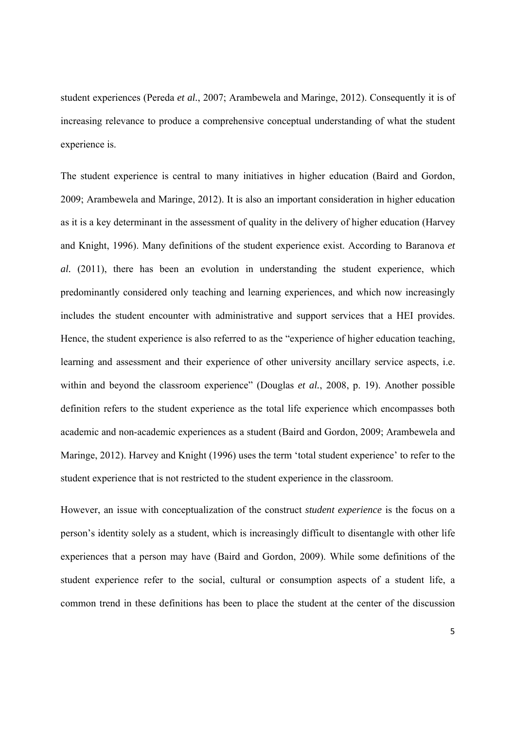student experiences (Pereda *et al.*, 2007; Arambewela and Maringe, 2012). Consequently it is of increasing relevance to produce a comprehensive conceptual understanding of what the student experience is.

The student experience is central to many initiatives in higher education (Baird and Gordon, 2009; Arambewela and Maringe, 2012). It is also an important consideration in higher education as it is a key determinant in the assessment of quality in the delivery of higher education (Harvey and Knight, 1996). Many definitions of the student experience exist. According to Baranova *et al.* (2011), there has been an evolution in understanding the student experience, which predominantly considered only teaching and learning experiences, and which now increasingly includes the student encounter with administrative and support services that a HEI provides. Hence, the student experience is also referred to as the "experience of higher education teaching, learning and assessment and their experience of other university ancillary service aspects, i.e. within and beyond the classroom experience" (Douglas *et al.*, 2008, p. 19). Another possible definition refers to the student experience as the total life experience which encompasses both academic and non-academic experiences as a student (Baird and Gordon, 2009; Arambewela and Maringe, 2012). Harvey and Knight (1996) uses the term 'total student experience' to refer to the student experience that is not restricted to the student experience in the classroom.

However, an issue with conceptualization of the construct *student experience* is the focus on a person's identity solely as a student, which is increasingly difficult to disentangle with other life experiences that a person may have (Baird and Gordon, 2009). While some definitions of the student experience refer to the social, cultural or consumption aspects of a student life, a common trend in these definitions has been to place the student at the center of the discussion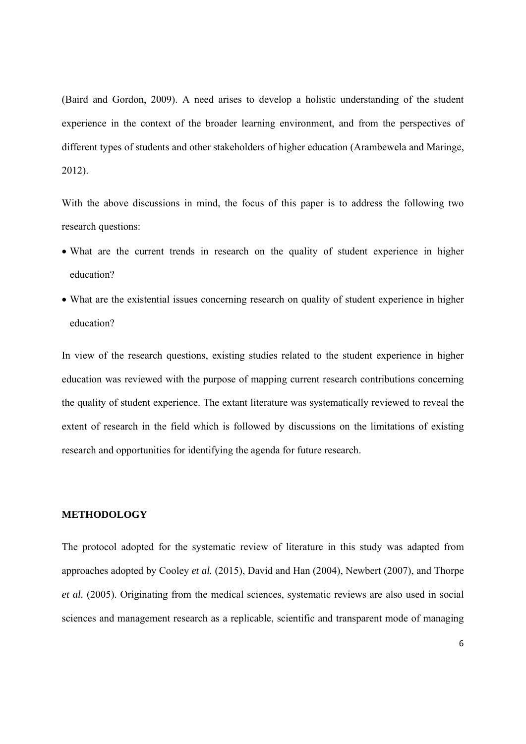(Baird and Gordon, 2009). A need arises to develop a holistic understanding of the student experience in the context of the broader learning environment, and from the perspectives of different types of students and other stakeholders of higher education (Arambewela and Maringe, 2012).

With the above discussions in mind, the focus of this paper is to address the following two research questions:

- What are the current trends in research on the quality of student experience in higher education?
- What are the existential issues concerning research on quality of student experience in higher education?

In view of the research questions, existing studies related to the student experience in higher education was reviewed with the purpose of mapping current research contributions concerning the quality of student experience. The extant literature was systematically reviewed to reveal the extent of research in the field which is followed by discussions on the limitations of existing research and opportunities for identifying the agenda for future research.

## METHODOLOGY

The protocol adopted for the systematic review of literature in this study was adapted from approaches adopted by Cooley *et al.* (2015), David and Han (2004), Newbert (2007), and Thorpe *et al.* (2005). Originating from the medical sciences, systematic reviews are also used in social sciences and management research as a replicable, scientific and transparent mode of managing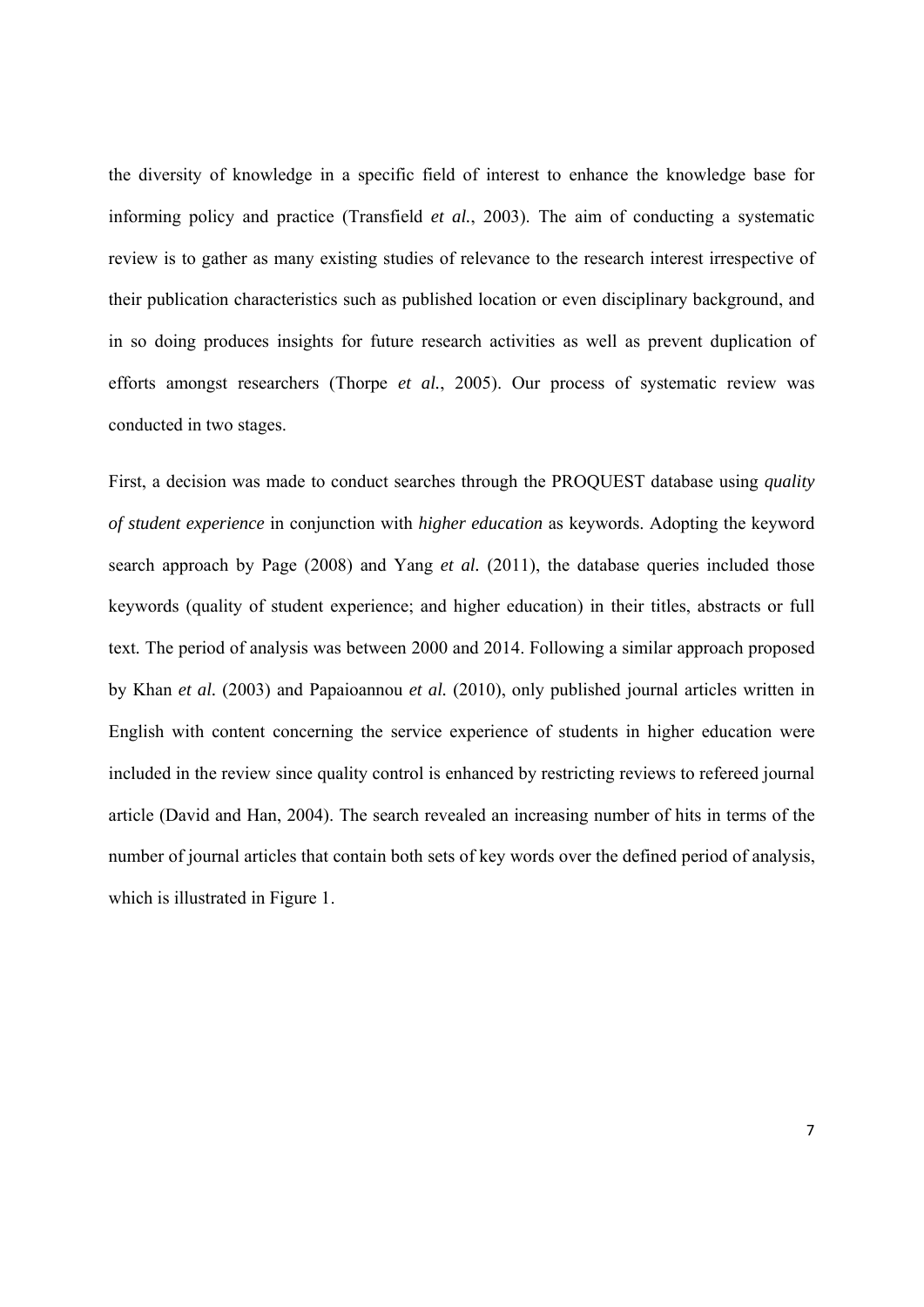the diversity of knowledge in a specific field of interest to enhance the knowledge base for informing policy and practice (Transfield *et al.*, 2003). The aim of conducting a systematic review is to gather as many existing studies of relevance to the research interest irrespective of their publication characteristics such as published location or even disciplinary background, and in so doing produces insights for future research activities as well as prevent duplication of efforts amongst researchers (Thorpe *et al.*, 2005). Our process of systematic review was conducted in two stages.

First, a decision was made to conduct searches through the PROQUEST database using *quality of student experience* in conjunction with *higher education* as keywords. Adopting the keyword search approach by Page (2008) and Yang *et al.* (2011), the database queries included those keywords (quality of student experience; and higher education) in their titles, abstracts or full text. The period of analysis was between 2000 and 2014. Following a similar approach proposed by Khan *et al.* (2003) and Papaioannou *et al.* (2010), only published journal articles written in English with content concerning the service experience of students in higher education were included in the review since quality control is enhanced by restricting reviews to refereed journal article (David and Han, 2004). The search revealed an increasing number of hits in terms of the number of journal articles that contain both sets of key words over the defined period of analysis, which is illustrated in Figure 1.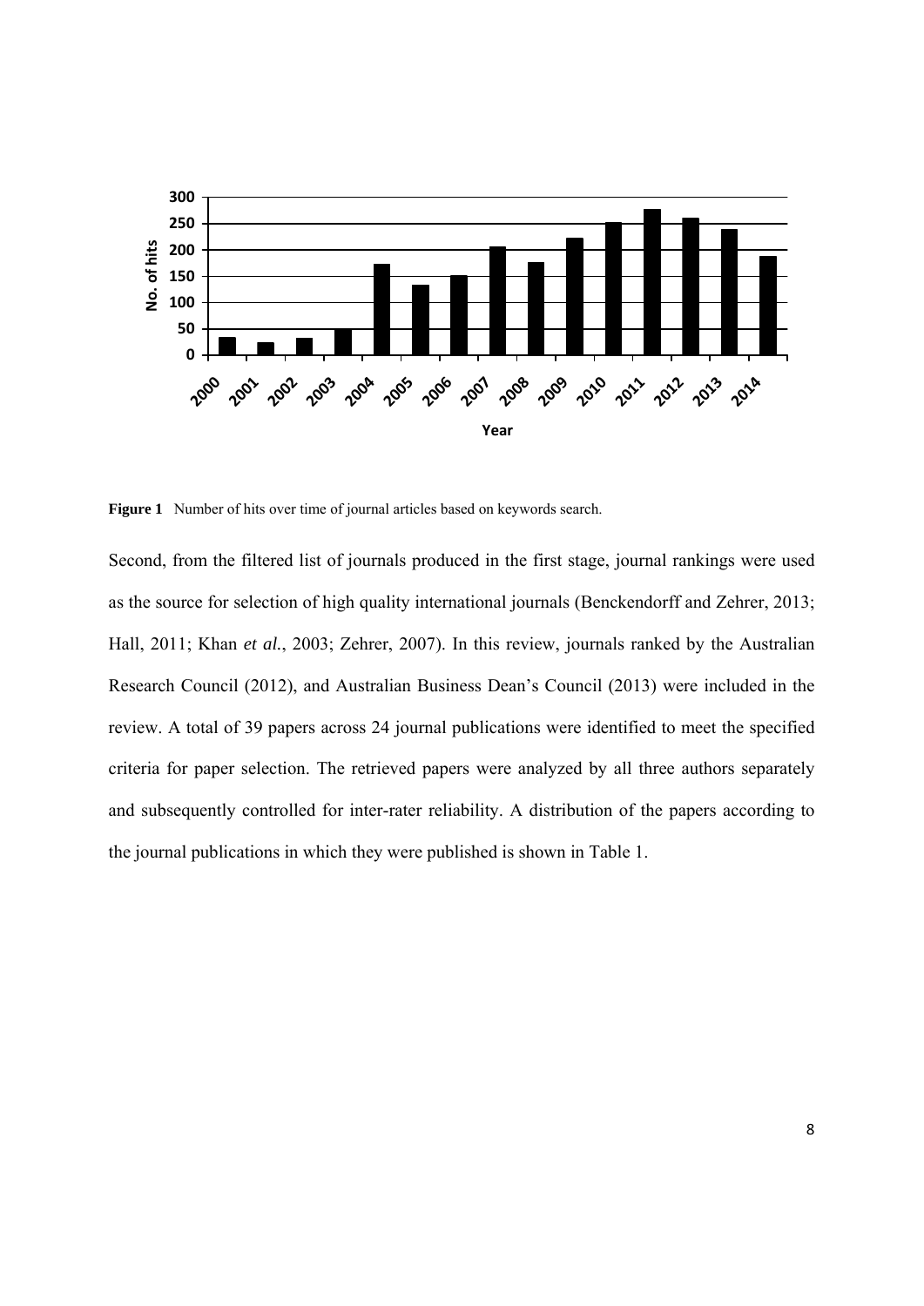**Figure 1** Number of hits over time of journal articles based on keywords search.

Second, from the filtered list of journals produced in the first stage, journal rankings were used as the source for selection of high quality international journals (Benckendorff and Zehrer, 2013; Hall, 2011; Khan *et al.*, 2003; Zehrer, 2007). In this review, journals ranked by the Australian Research Council (2012), and Australian Business Dean's Council (2013) were included in the review. A total of 39 papers across 24 journal publications were identified to meet the specified criteria for paper selection. The retrieved papers were analyzed by all three authors separately and subsequently controlled for inter-rater reliability. A distribution of the papers according to the journal publications in which they were published is shown in Table 1.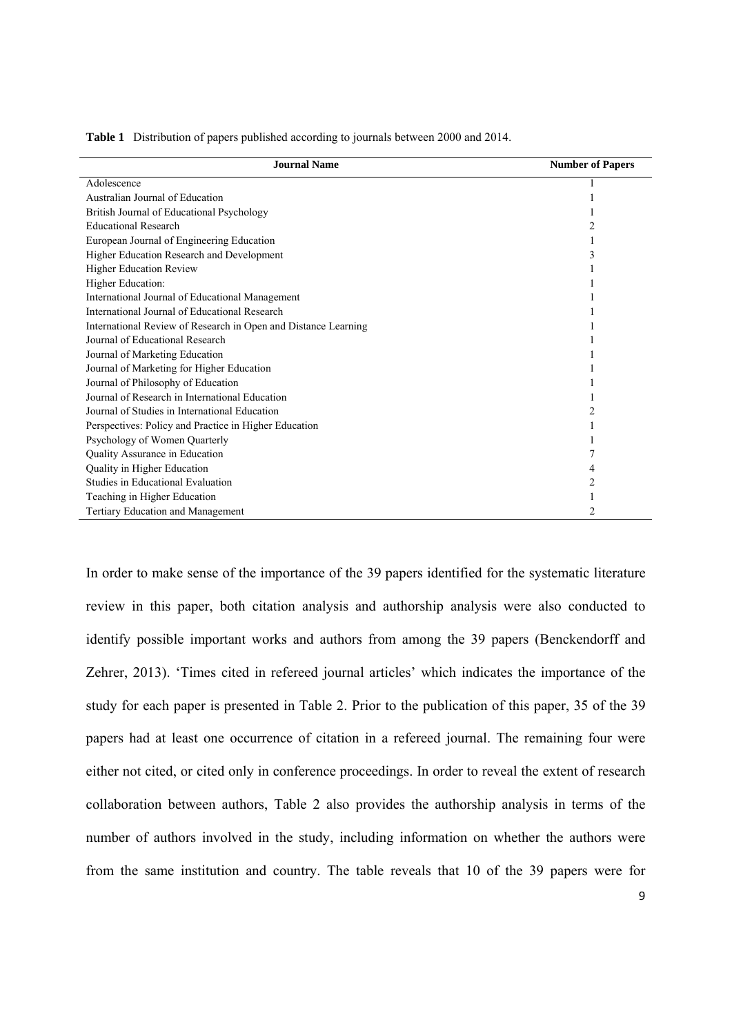**Table 1** Distribution of papers published according to journals between 2000 and 2014.

| Journal Name | Number of Papers |
|---|---|
| Adolescence | 1 |
| Australian Journal of Education | 1 |
| British Journal of Educational Psychology | 1 |
| Educational Research | 2 |
| European Journal of Engineering Education | 1 |
| Higher Education Research and Development | 3 |
| Higher Education Review | 1 |
| Higher Education: | 1 |
| International Journal of Educational Management | 1 |
| International Journal of Educational Research | 1 |
| International Review of Research in Open and Distance Learning | 1 |
| Journal of Educational Research | 1 |
| Journal of Marketing Education | 1 |
| Journal of Marketing for Higher Education | 1 |
| Journal of Philosophy of Education | 1 |
| Journal of Research in International Education | 1 |
| Journal of Studies in International Education | 2 |
| Perspectives: Policy and Practice in Higher Education | 1 |
| Psychology of Women Quarterly | 1 |
| Quality Assurance in Education | 7 |
| Quality in Higher Education | 4 |
| Studies in Educational Evaluation | 2 |
| Teaching in Higher Education | 1 |
| Tertiary Education and Management | 2 |

In order to make sense of the importance of the 39 papers identified for the systematic literature review in this paper, both citation analysis and authorship analysis were also conducted to identify possible important works and authors from among the 39 papers (Benckendorff and Zehrer, 2013). 'Times cited in refereed journal articles' which indicates the importance of the study for each paper is presented in Table 2. Prior to the publication of this paper, 35 of the 39 papers had at least one occurrence of citation in a refereed journal. The remaining four were either not cited, or cited only in conference proceedings. In order to reveal the extent of research collaboration between authors, Table 2 also provides the authorship analysis in terms of the number of authors involved in the study, including information on whether the authors were from the same institution and country. The table reveals that 10 of the 39 papers were for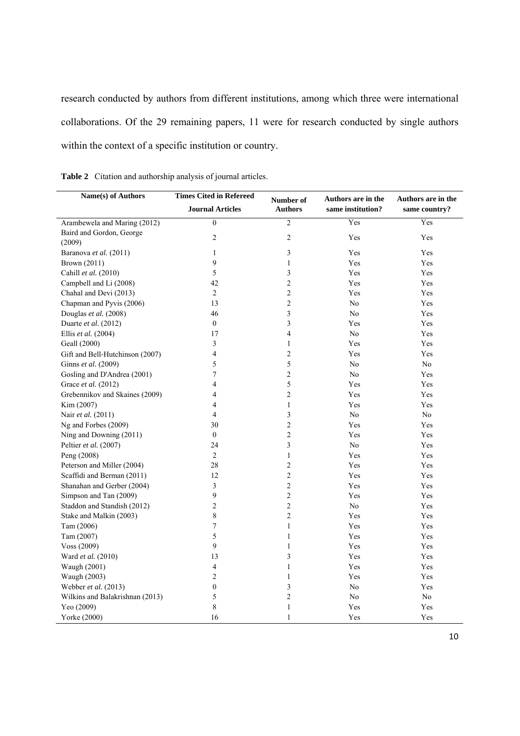research conducted by authors from different institutions, among which three were international collaborations. Of the 29 remaining papers, 11 were for research conducted by single authors within the context of a specific institution or country.

**Table 2** Citation and authorship analysis of journal articles.

| Name(s) of Authors | Times Cited in Refereed Journal Articles | Number of Authors | Authors are in the same institution? | Authors are in the same country? |
|---|---|---|---|---|
| Arambewela and Maring (2012) | 0 | 2 | Yes | Yes |
| Baird and Gordon, George (2009) | 2 | 2 | Yes | Yes |
| Baranova *et al.* (2011) | 1 | 3 | Yes | Yes |
| Brown (2011) | 9 | 1 | Yes | Yes |
| Cahill *et al.* (2010) | 5 | 3 | Yes | Yes |
| Campbell and Li (2008) | 42 | 2 | Yes | Yes |
| Chahal and Devi (2013) | 2 | 2 | Yes | Yes |
| Chapman and Pyvis (2006) | 13 | 2 | No | Yes |
| Douglas *et al.* (2008) | 46 | 3 | No | Yes |
| Duarte *et al.* (2012) | 0 | 3 | Yes | Yes |
| Ellis *et al.* (2004) | 17 | 4 | No | Yes |
| Geall (2000) | 3 | 1 | Yes | Yes |
| Gift and Bell-Hutchinson (2007) | 4 | 2 | Yes | Yes |
| Ginns *et al.* (2009) | 5 | 5 | No | No |
| Gosling and D'Andrea (2001) | 7 | 2 | No | Yes |
| Grace *et al.* (2012) | 4 | 5 | Yes | Yes |
| Grebennikov and Skaines (2009) | 4 | 2 | Yes | Yes |
| Kim (2007) | 4 | 1 | Yes | Yes |
| Nair *et al.* (2011) | 4 | 3 | No | No |
| Ng and Forbes (2009) | 30 | 2 | Yes | Yes |
| Ning and Downing (2011) | 0 | 2 | Yes | Yes |
| Peltier *et al.* (2007) | 24 | 3 | No | Yes |
| Peng (2008) | 2 | 1 | Yes | Yes |
| Peterson and Miller (2004) | 28 | 2 | Yes | Yes |
| Scaffidi and Berman (2011) | 12 | 2 | Yes | Yes |
| Shanahan and Gerber (2004) | 3 | 2 | Yes | Yes |
| Simpson and Tan (2009) | 9 | 2 | Yes | Yes |
| Staddon and Standish (2012) | 2 | 2 | No | Yes |
| Stake and Malkin (2003) | 8 | 2 | Yes | Yes |
| Tam (2006) | 7 | 1 | Yes | Yes |
| Tam (2007) | 5 | 1 | Yes | Yes |
| Voss (2009) | 9 | 1 | Yes | Yes |
| Ward *et al.* (2010) | 13 | 3 | Yes | Yes |
| Waugh (2001) | 4 | 1 | Yes | Yes |
| Waugh (2003) | 2 | 1 | Yes | Yes |
| Webber *et al.* (2013) | 0 | 3 | No | Yes |
| Wilkins and Balakrishnan (2013) | 5 | 2 | No | No |
| Yeo (2009) | 8 | 1 | Yes | Yes |
| Yorke (2000) | 16 | 1 | Yes | Yes |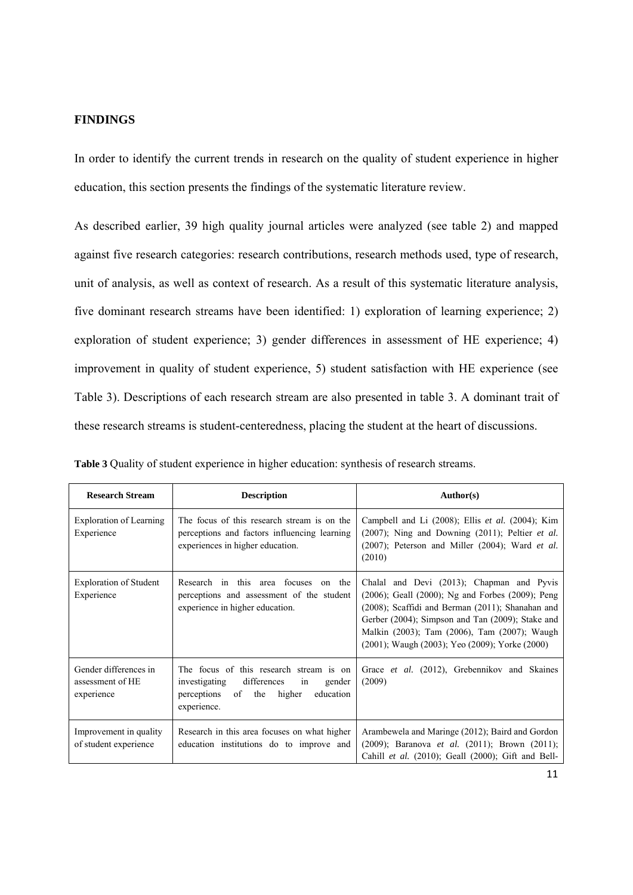## FINDINGS

In order to identify the current trends in research on the quality of student experience in higher education, this section presents the findings of the systematic literature review.

As described earlier, 39 high quality journal articles were analyzed (see table 2) and mapped against five research categories: research contributions, research methods used, type of research, unit of analysis, as well as context of research. As a result of this systematic literature analysis, five dominant research streams have been identified: 1) exploration of learning experience; 2) exploration of student experience; 3) gender differences in assessment of HE experience; 4) improvement in quality of student experience, 5) student satisfaction with HE experience (see Table 3). Descriptions of each research stream are also presented in table 3. A dominant trait of these research streams is student-centeredness, placing the student at the heart of discussions.

**Table 3** Quality of student experience in higher education: synthesis of research streams.

| Research Stream | Description | Author(s) |
|---|---|---|
| Exploration of Learning Experience | The focus of this research stream is on the perceptions and factors influencing learning experiences in higher education. | Campbell and Li (2008); Ellis *et al.* (2004); Kim (2007); Ning and Downing (2011); Peltier *et al.* (2007); Peterson and Miller (2004); Ward *et al.* (2010) |
| Exploration of Student Experience | Research in this area focuses on the perceptions and assessment of the student experience in higher education. | Chalal and Devi (2013); Chapman and Pyvis (2006); Geall (2000); Ng and Forbes (2009); Peng (2008); Scaffidi and Berman (2011); Shanahan and Gerber (2004); Simpson and Tan (2009); Stake and Malkin (2003); Tam (2006), Tam (2007); Waugh (2001); Waugh (2003); Yeo (2009); Yorke (2000) |
| Gender differences in assessment of HE experience | The focus of this research stream is on investigating differences in gender perceptions of the higher education experience. | Grace *et al.* (2012), Grebennikov and Skaines (2009) |
| Improvement in quality of student experience | Research in this area focuses on what higher education institutions do to improve and | Arambewela and Maringe (2012); Baird and Gordon (2009); Baranova *et al.* (2011); Brown (2011); Cahill *et al.* (2010); Geall (2000); Gift and Bell- |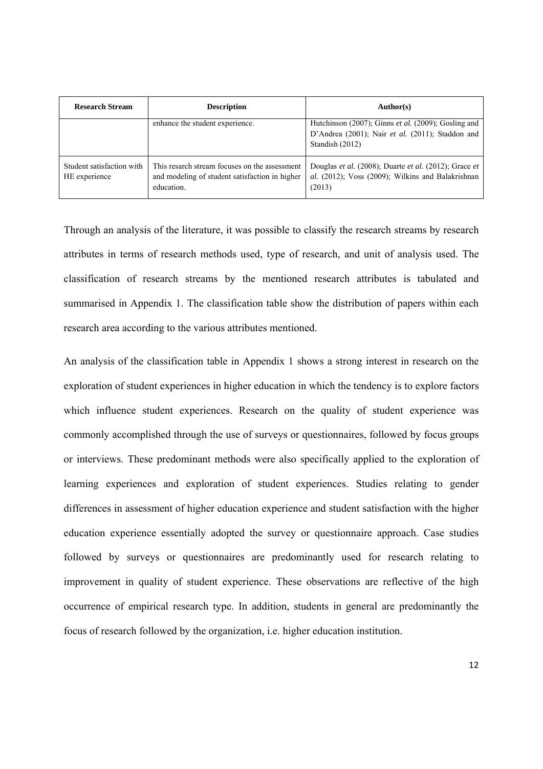| Research Stream | Description | Author(s) |
|---|---|---|
| | enhance the student experience. | Hutchinson (2007); Ginns *et al.* (2009); Gosling and D'Andrea (2001); Nair *et al.* (2011); Staddon and Standish (2012) |
| Student satisfaction with HE experience | This research stream focuses on the assessment and modeling of student satisfaction in higher education. | Douglas *et al.* (2008); Duarte *et al.* (2012); Grace *et al.* (2012); Voss (2009); Wilkins and Balakrishnan (2013) |

Through an analysis of the literature, it was possible to classify the research streams by research attributes in terms of research methods used, type of research, and unit of analysis used. The classification of research streams by the mentioned research attributes is tabulated and summarised in Appendix 1. The classification table show the distribution of papers within each research area according to the various attributes mentioned.

An analysis of the classification table in Appendix 1 shows a strong interest in research on the exploration of student experiences in higher education in which the tendency is to explore factors which influence student experiences. Research on the quality of student experience was commonly accomplished through the use of surveys or questionnaires, followed by focus groups or interviews. These predominant methods were also specifically applied to the exploration of learning experiences and exploration of student experiences. Studies relating to gender differences in assessment of higher education experience and student satisfaction with the higher education experience essentially adopted the survey or questionnaire approach. Case studies followed by surveys or questionnaires are predominantly used for research relating to improvement in quality of student experience. These observations are reflective of the high occurrence of empirical research type. In addition, students in general are predominantly the focus of research followed by the organization, i.e. higher education institution.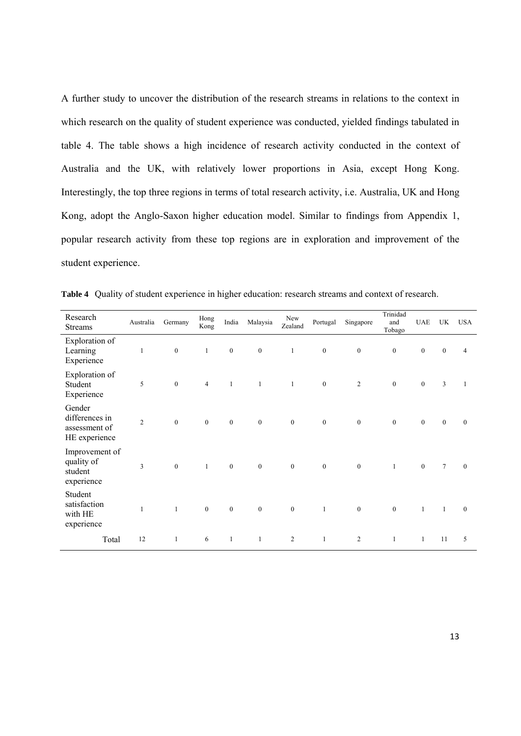A further study to uncover the distribution of the research streams in relations to the context in which research on the quality of student experience was conducted, yielded findings tabulated in table 4. The table shows a high incidence of research activity conducted in the context of Australia and the UK, with relatively lower proportions in Asia, except Hong Kong. Interestingly, the top three regions in terms of total research activity, i.e. Australia, UK and Hong Kong, adopt the Anglo-Saxon higher education model. Similar to findings from Appendix 1, popular research activity from these top regions are in exploration and improvement of the student experience.

**Table 4** Quality of student experience in higher education: research streams and context of research.

| Research Streams | Australia | Germany | Hong Kong | India | Malaysia | New Zealand | Portugal | Singapore | Trinidad and Tobago | UAE | UK | USA |
|---|---|---|---|---|---|---|---|---|---|---|---|---|
| Exploration of Learning Experience | 1 | 0 | 1 | 0 | 0 | 1 | 0 | 0 | 0 | 0 | 0 | 4 |
| Exploration of Student Experience | 5 | 0 | 4 | 1 | 1 | 1 | 0 | 2 | 0 | 0 | 3 | 1 |
| Gender differences in assessment of HE experience | 2 | 0 | 0 | 0 | 0 | 0 | 0 | 0 | 0 | 0 | 0 | 0 |
| Improvement of quality of student experience | 3 | 0 | 1 | 0 | 0 | 0 | 0 | 0 | 1 | 0 | 7 | 0 |
| Student satisfaction with HE experience | 1 | 1 | 0 | 0 | 0 | 0 | 1 | 0 | 0 | 1 | 1 | 0 |
| Total | 12 | 1 | 6 | 1 | 1 | 2 | 1 | 2 | 1 | 1 | 11 | 5 |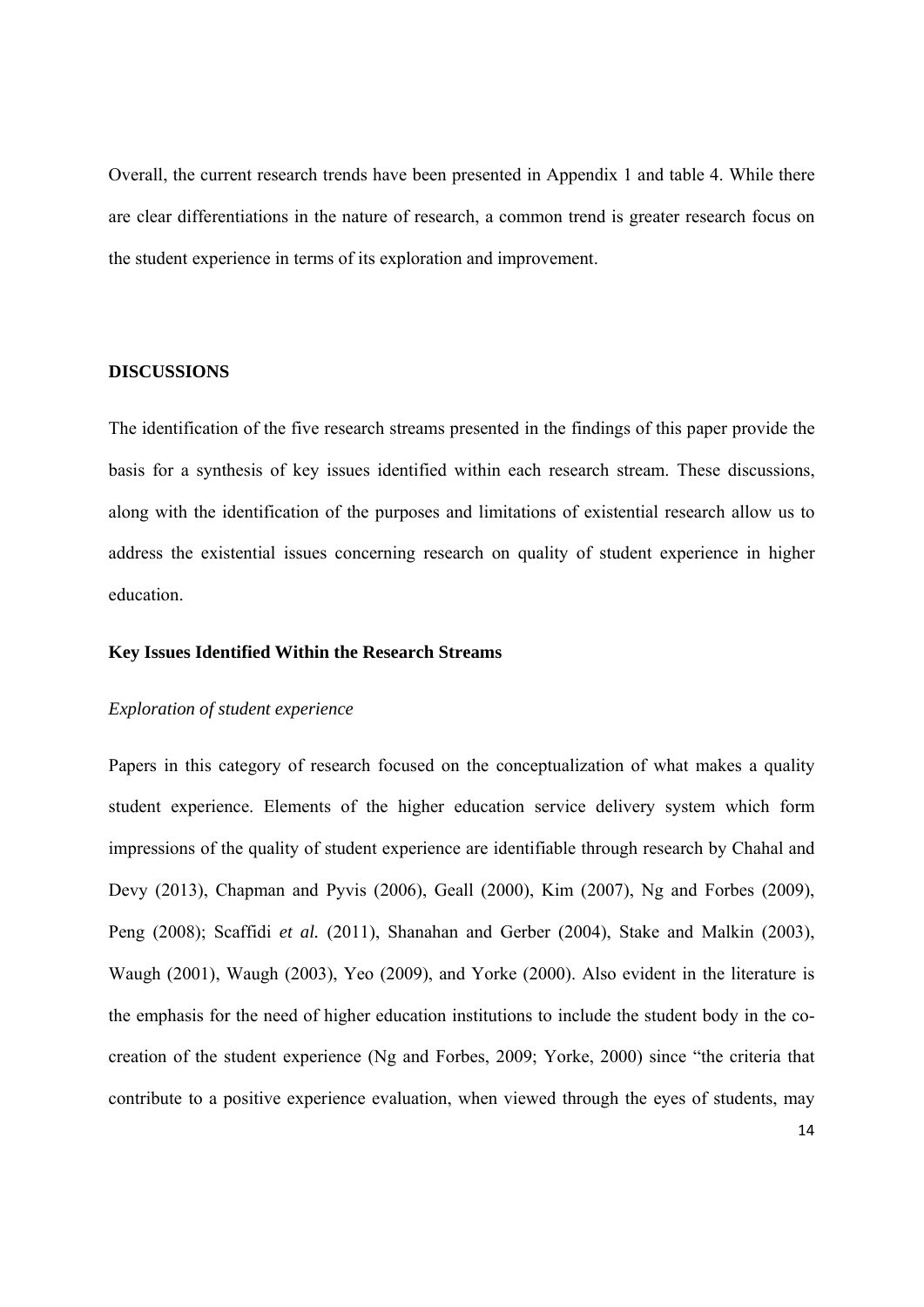Overall, the current research trends have been presented in Appendix 1 and table 4. While there are clear differentiations in the nature of research, a common trend is greater research focus on the student experience in terms of its exploration and improvement.

## DISCUSSIONS

The identification of the five research streams presented in the findings of this paper provide the basis for a synthesis of key issues identified within each research stream. These discussions, along with the identification of the purposes and limitations of existential research allow us to address the existential issues concerning research on quality of student experience in higher education.

### Key Issues Identified Within the Research Streams

#### *Exploration of student experience*

Papers in this category of research focused on the conceptualization of what makes a quality student experience. Elements of the higher education service delivery system which form impressions of the quality of student experience are identifiable through research by Chahal and Devy (2013), Chapman and Pyvis (2006), Geall (2000), Kim (2007), Ng and Forbes (2009), Peng (2008); Scaffidi *et al.* (2011), Shanahan and Gerber (2004), Stake and Malkin (2003), Waugh (2001), Waugh (2003), Yeo (2009), and Yorke (2000). Also evident in the literature is the emphasis for the need of higher education institutions to include the student body in the co-creation of the student experience (Ng and Forbes, 2009; Yorke, 2000) since "the criteria that contribute to a positive experience evaluation, when viewed through the eyes of students, may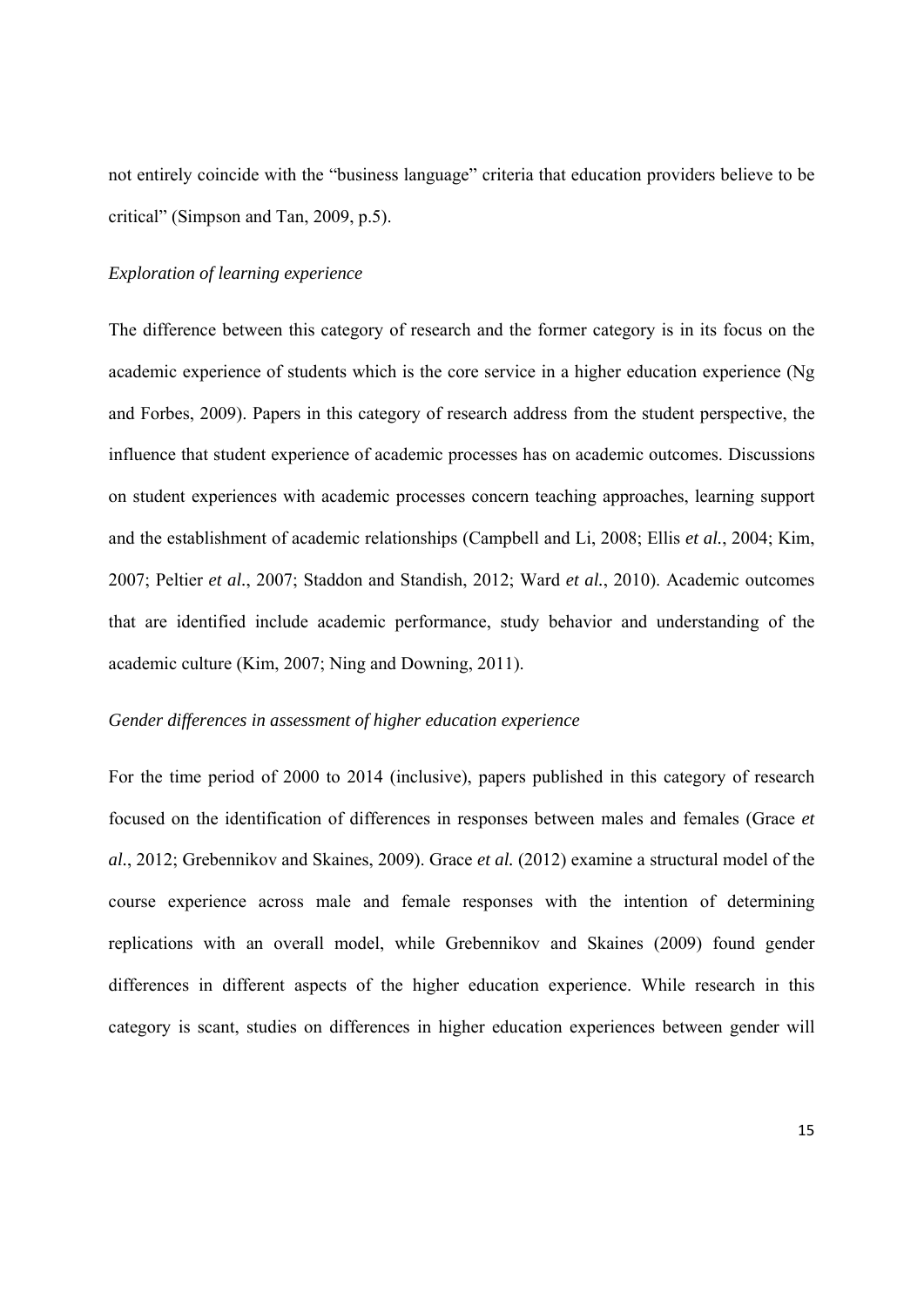not entirely coincide with the "business language" criteria that education providers believe to be critical" (Simpson and Tan, 2009, p.5).

*Exploration of learning experience*

The difference between this category of research and the former category is in its focus on the academic experience of students which is the core service in a higher education experience (Ng and Forbes, 2009). Papers in this category of research address from the student perspective, the influence that student experience of academic processes has on academic outcomes. Discussions on student experiences with academic processes concern teaching approaches, learning support and the establishment of academic relationships (Campbell and Li, 2008; Ellis *et al.*, 2004; Kim, 2007; Peltier *et al.*, 2007; Staddon and Standish, 2012; Ward *et al.*, 2010). Academic outcomes that are identified include academic performance, study behavior and understanding of the academic culture (Kim, 2007; Ning and Downing, 2011).

*Gender differences in assessment of higher education experience*

For the time period of 2000 to 2014 (inclusive), papers published in this category of research focused on the identification of differences in responses between males and females (Grace *et al.*, 2012; Grebennikov and Skaines, 2009). Grace *et al.* (2012) examine a structural model of the course experience across male and female responses with the intention of determining replications with an overall model, while Grebennikov and Skaines (2009) found gender differences in different aspects of the higher education experience. While research in this category is scant, studies on differences in higher education experiences between gender will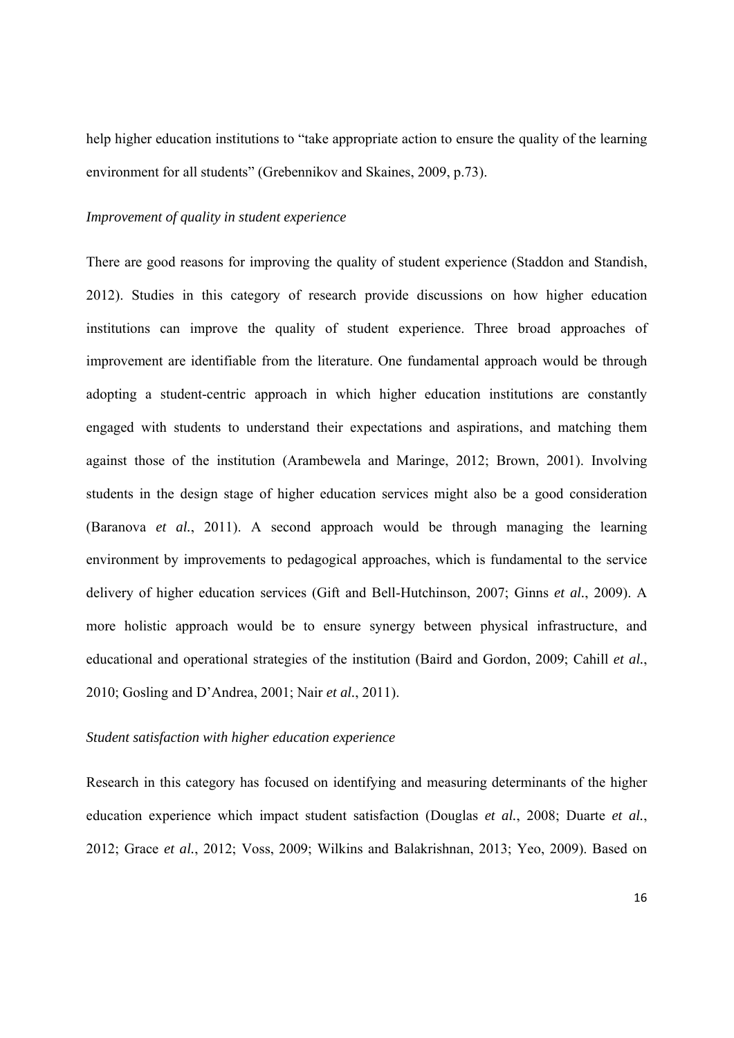help higher education institutions to "take appropriate action to ensure the quality of the learning environment for all students" (Grebennikov and Skaines, 2009, p.73).

*Improvement of quality in student experience*

There are good reasons for improving the quality of student experience (Staddon and Standish, 2012). Studies in this category of research provide discussions on how higher education institutions can improve the quality of student experience. Three broad approaches of improvement are identifiable from the literature. One fundamental approach would be through adopting a student-centric approach in which higher education institutions are constantly engaged with students to understand their expectations and aspirations, and matching them against those of the institution (Arambewela and Maringe, 2012; Brown, 2001). Involving students in the design stage of higher education services might also be a good consideration (Baranova *et al.*, 2011). A second approach would be through managing the learning environment by improvements to pedagogical approaches, which is fundamental to the service delivery of higher education services (Gift and Bell-Hutchinson, 2007; Ginns *et al.*, 2009). A more holistic approach would be to ensure synergy between physical infrastructure, and educational and operational strategies of the institution (Baird and Gordon, 2009; Cahill *et al.*, 2010; Gosling and D'Andrea, 2001; Nair *et al.*, 2011).

*Student satisfaction with higher education experience*

Research in this category has focused on identifying and measuring determinants of the higher education experience which impact student satisfaction (Douglas *et al.*, 2008; Duarte *et al.*, 2012; Grace *et al.*, 2012; Voss, 2009; Wilkins and Balakrishnan, 2013; Yeo, 2009). Based on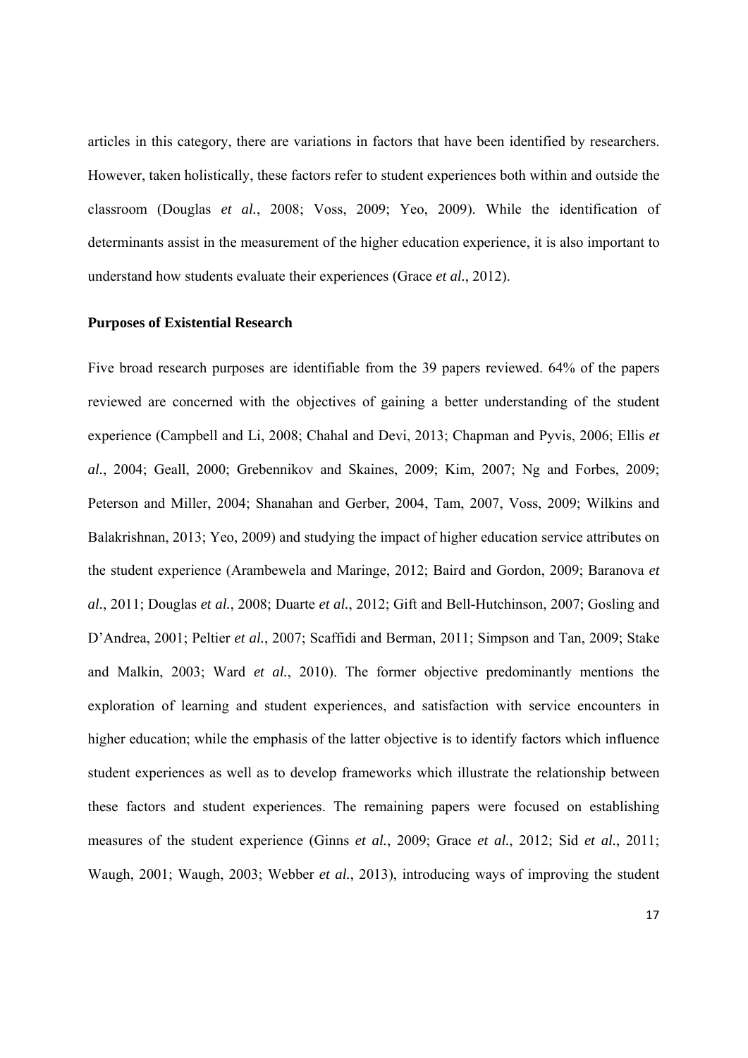articles in this category, there are variations in factors that have been identified by researchers. However, taken holistically, these factors refer to student experiences both within and outside the classroom (Douglas *et al.*, 2008; Voss, 2009; Yeo, 2009). While the identification of determinants assist in the measurement of the higher education experience, it is also important to understand how students evaluate their experiences (Grace *et al.*, 2012).

**Purposes of Existential Research**

Five broad research purposes are identifiable from the 39 papers reviewed. 64% of the papers reviewed are concerned with the objectives of gaining a better understanding of the student experience (Campbell and Li, 2008; Chahal and Devi, 2013; Chapman and Pyvis, 2006; Ellis *et al.*, 2004; Geall, 2000; Grebennikov and Skaines, 2009; Kim, 2007; Ng and Forbes, 2009; Peterson and Miller, 2004; Shanahan and Gerber, 2004, Tam, 2007, Voss, 2009; Wilkins and Balakrishnan, 2013; Yeo, 2009) and studying the impact of higher education service attributes on the student experience (Arambewela and Maringe, 2012; Baird and Gordon, 2009; Baranova *et al.*, 2011; Douglas *et al.*, 2008; Duarte *et al.*, 2012; Gift and Bell-Hutchinson, 2007; Gosling and D'Andrea, 2001; Peltier *et al.*, 2007; Scaffidi and Berman, 2011; Simpson and Tan, 2009; Stake and Malkin, 2003; Ward *et al.*, 2010). The former objective predominantly mentions the exploration of learning and student experiences, and satisfaction with service encounters in higher education; while the emphasis of the latter objective is to identify factors which influence student experiences as well as to develop frameworks which illustrate the relationship between these factors and student experiences. The remaining papers were focused on establishing measures of the student experience (Ginns *et al.*, 2009; Grace *et al.*, 2012; Sid *et al.*, 2011; Waugh, 2001; Waugh, 2003; Webber *et al.*, 2013), introducing ways of improving the student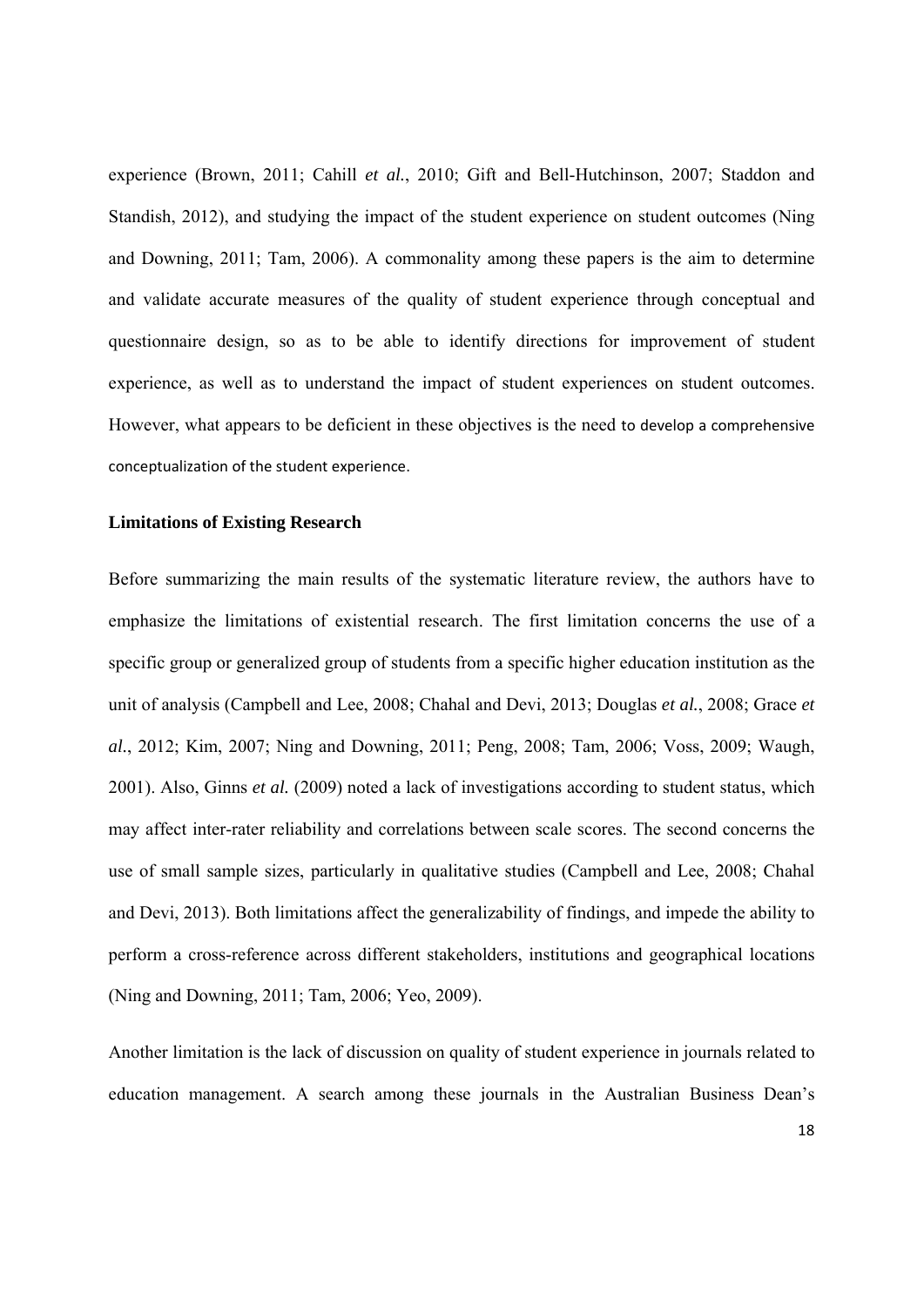experience (Brown, 2011; Cahill *et al.*, 2010; Gift and Bell-Hutchinson, 2007; Staddon and Standish, 2012), and studying the impact of the student experience on student outcomes (Ning and Downing, 2011; Tam, 2006). A commonality among these papers is the aim to determine and validate accurate measures of the quality of student experience through conceptual and questionnaire design, so as to be able to identify directions for improvement of student experience, as well as to understand the impact of student experiences on student outcomes. However, what appears to be deficient in these objectives is the need to develop a comprehensive conceptualization of the student experience.

**Limitations of Existing Research**

Before summarizing the main results of the systematic literature review, the authors have to emphasize the limitations of existential research. The first limitation concerns the use of a specific group or generalized group of students from a specific higher education institution as the unit of analysis (Campbell and Lee, 2008; Chahal and Devi, 2013; Douglas *et al.*, 2008; Grace *et al.*, 2012; Kim, 2007; Ning and Downing, 2011; Peng, 2008; Tam, 2006; Voss, 2009; Waugh, 2001). Also, Ginns *et al.* (2009) noted a lack of investigations according to student status, which may affect inter-rater reliability and correlations between scale scores. The second concerns the use of small sample sizes, particularly in qualitative studies (Campbell and Lee, 2008; Chahal and Devi, 2013). Both limitations affect the generalizability of findings, and impede the ability to perform a cross-reference across different stakeholders, institutions and geographical locations (Ning and Downing, 2011; Tam, 2006; Yeo, 2009).

Another limitation is the lack of discussion on quality of student experience in journals related to education management. A search among these journals in the Australian Business Dean's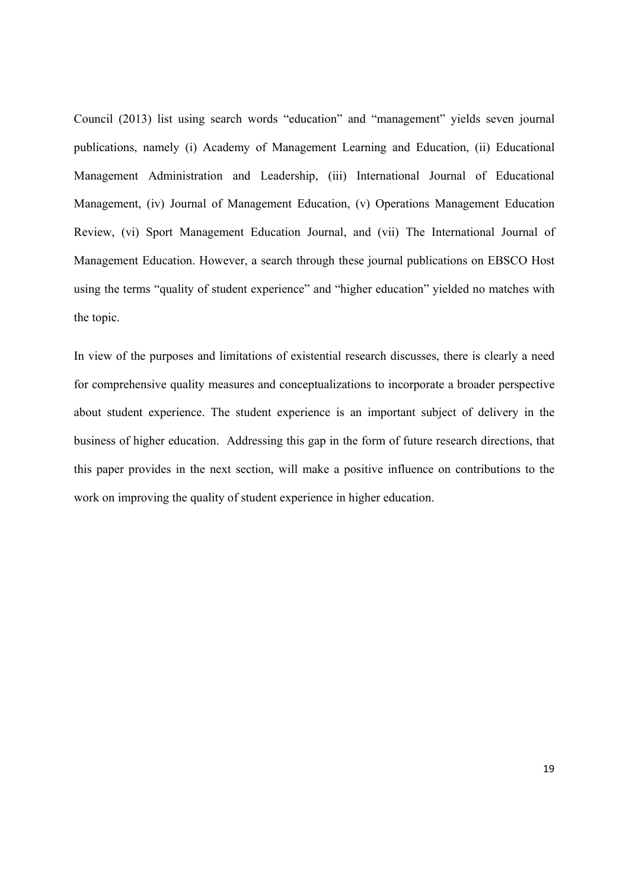Council (2013) list using search words "education" and "management" yields seven journal publications, namely (i) Academy of Management Learning and Education, (ii) Educational Management Administration and Leadership, (iii) International Journal of Educational Management, (iv) Journal of Management Education, (v) Operations Management Education Review, (vi) Sport Management Education Journal, and (vii) The International Journal of Management Education. However, a search through these journal publications on EBSCO Host using the terms "quality of student experience" and "higher education" yielded no matches with the topic.

In view of the purposes and limitations of existential research discusses, there is clearly a need for comprehensive quality measures and conceptualizations to incorporate a broader perspective about student experience. The student experience is an important subject of delivery in the business of higher education. Addressing this gap in the form of future research directions, that this paper provides in the next section, will make a positive influence on contributions to the work on improving the quality of student experience in higher education.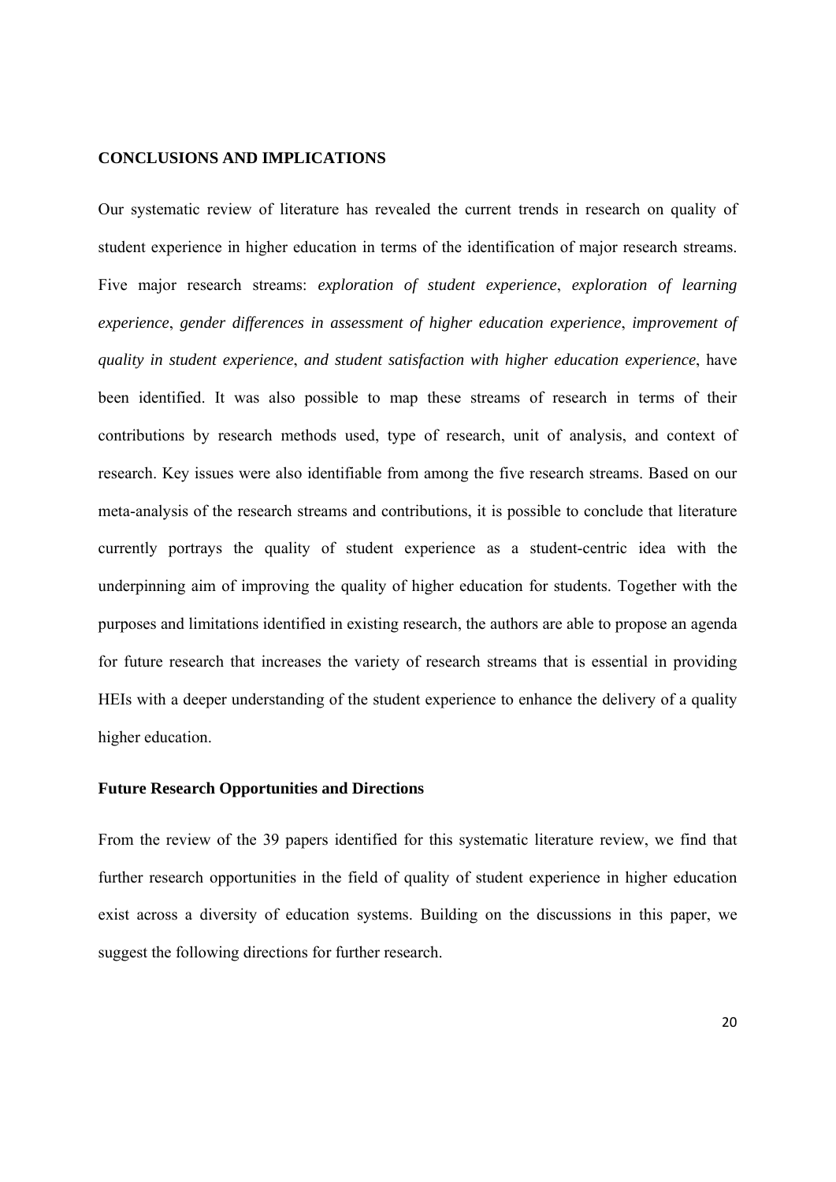## CONCLUSIONS AND IMPLICATIONS

Our systematic review of literature has revealed the current trends in research on quality of student experience in higher education in terms of the identification of major research streams. Five major research streams: *exploration of student experience*, *exploration of learning experience*, *gender differences in assessment of higher education experience*, *improvement of quality in student experience*, *and student satisfaction with higher education experience*, have been identified. It was also possible to map these streams of research in terms of their contributions by research methods used, type of research, unit of analysis, and context of research. Key issues were also identifiable from among the five research streams. Based on our meta-analysis of the research streams and contributions, it is possible to conclude that literature currently portrays the quality of student experience as a student-centric idea with the underpinning aim of improving the quality of higher education for students. Together with the purposes and limitations identified in existing research, the authors are able to propose an agenda for future research that increases the variety of research streams that is essential in providing HEIs with a deeper understanding of the student experience to enhance the delivery of a quality higher education.

### Future Research Opportunities and Directions

From the review of the 39 papers identified for this systematic literature review, we find that further research opportunities in the field of quality of student experience in higher education exist across a diversity of education systems. Building on the discussions in this paper, we suggest the following directions for further research.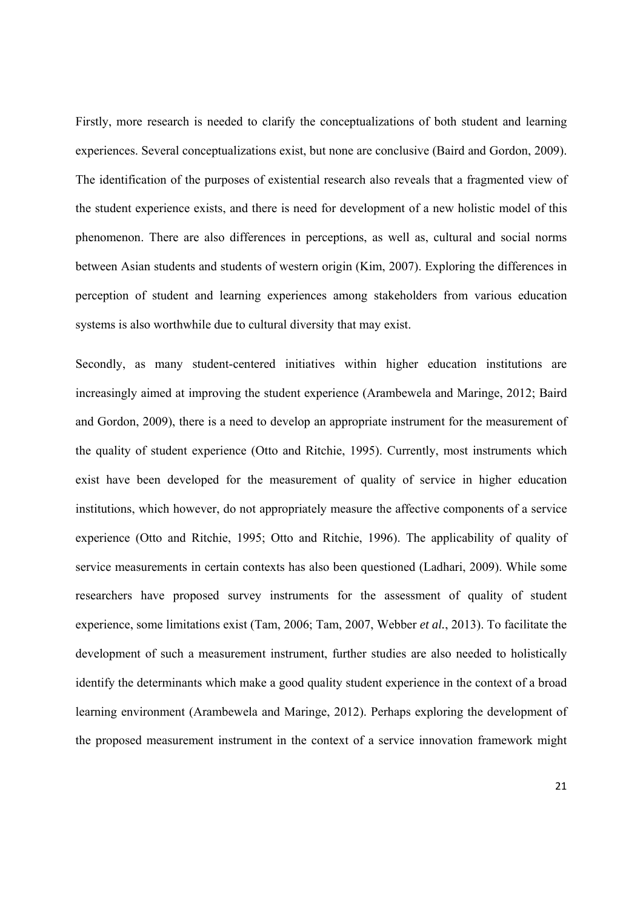Firstly, more research is needed to clarify the conceptualizations of both student and learning experiences. Several conceptualizations exist, but none are conclusive (Baird and Gordon, 2009). The identification of the purposes of existential research also reveals that a fragmented view of the student experience exists, and there is need for development of a new holistic model of this phenomenon. There are also differences in perceptions, as well as, cultural and social norms between Asian students and students of western origin (Kim, 2007). Exploring the differences in perception of student and learning experiences among stakeholders from various education systems is also worthwhile due to cultural diversity that may exist.

Secondly, as many student-centered initiatives within higher education institutions are increasingly aimed at improving the student experience (Arambewela and Maringe, 2012; Baird and Gordon, 2009), there is a need to develop an appropriate instrument for the measurement of the quality of student experience (Otto and Ritchie, 1995). Currently, most instruments which exist have been developed for the measurement of quality of service in higher education institutions, which however, do not appropriately measure the affective components of a service experience (Otto and Ritchie, 1995; Otto and Ritchie, 1996). The applicability of quality of service measurements in certain contexts has also been questioned (Ladhari, 2009). While some researchers have proposed survey instruments for the assessment of quality of student experience, some limitations exist (Tam, 2006; Tam, 2007, Webber *et al.*, 2013). To facilitate the development of such a measurement instrument, further studies are also needed to holistically identify the determinants which make a good quality student experience in the context of a broad learning environment (Arambewela and Maringe, 2012). Perhaps exploring the development of the proposed measurement instrument in the context of a service innovation framework might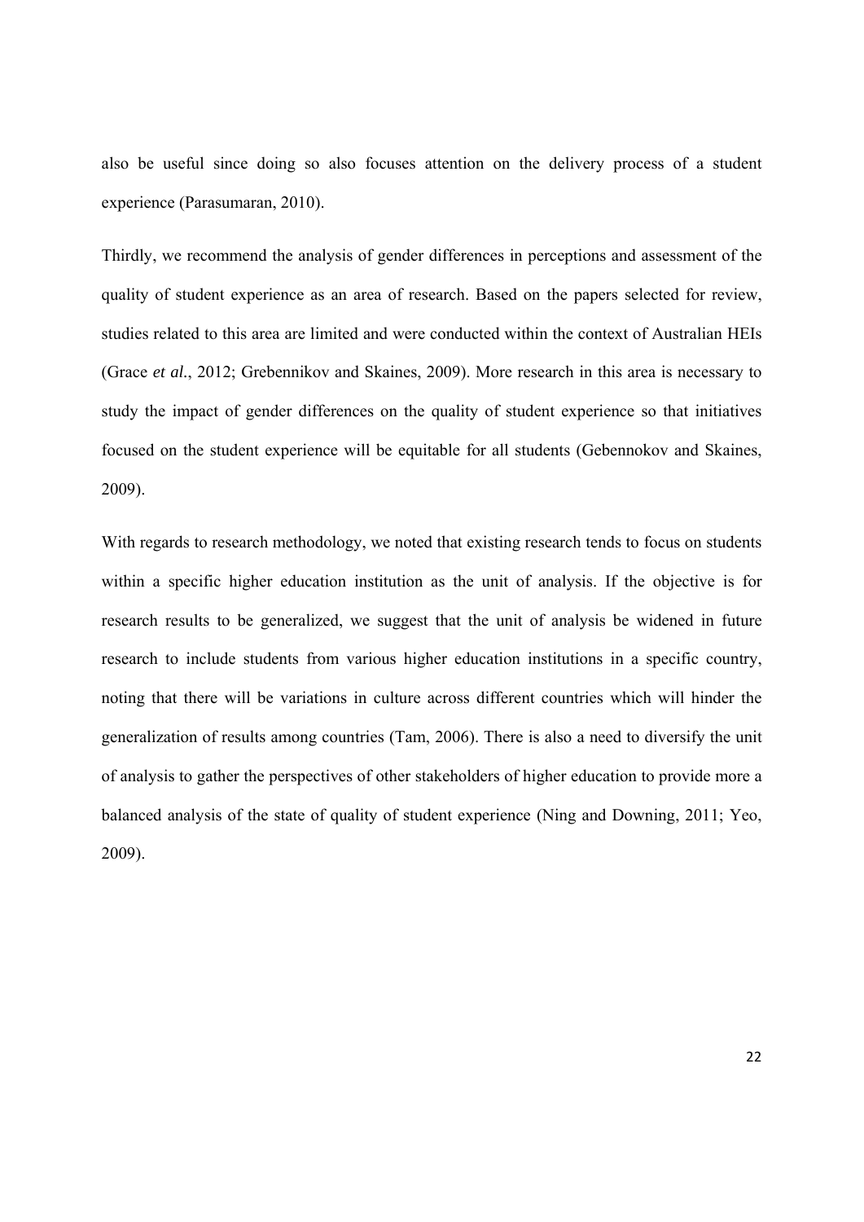also be useful since doing so also focuses attention on the delivery process of a student experience (Parasumaran, 2010).

Thirdly, we recommend the analysis of gender differences in perceptions and assessment of the quality of student experience as an area of research. Based on the papers selected for review, studies related to this area are limited and were conducted within the context of Australian HEIs (Grace *et al.*, 2012; Grebennikov and Skaines, 2009). More research in this area is necessary to study the impact of gender differences on the quality of student experience so that initiatives focused on the student experience will be equitable for all students (Gebennokov and Skaines, 2009).

With regards to research methodology, we noted that existing research tends to focus on students within a specific higher education institution as the unit of analysis. If the objective is for research results to be generalized, we suggest that the unit of analysis be widened in future research to include students from various higher education institutions in a specific country, noting that there will be variations in culture across different countries which will hinder the generalization of results among countries (Tam, 2006). There is also a need to diversify the unit of analysis to gather the perspectives of other stakeholders of higher education to provide more a balanced analysis of the state of quality of student experience (Ning and Downing, 2011; Yeo, 2009).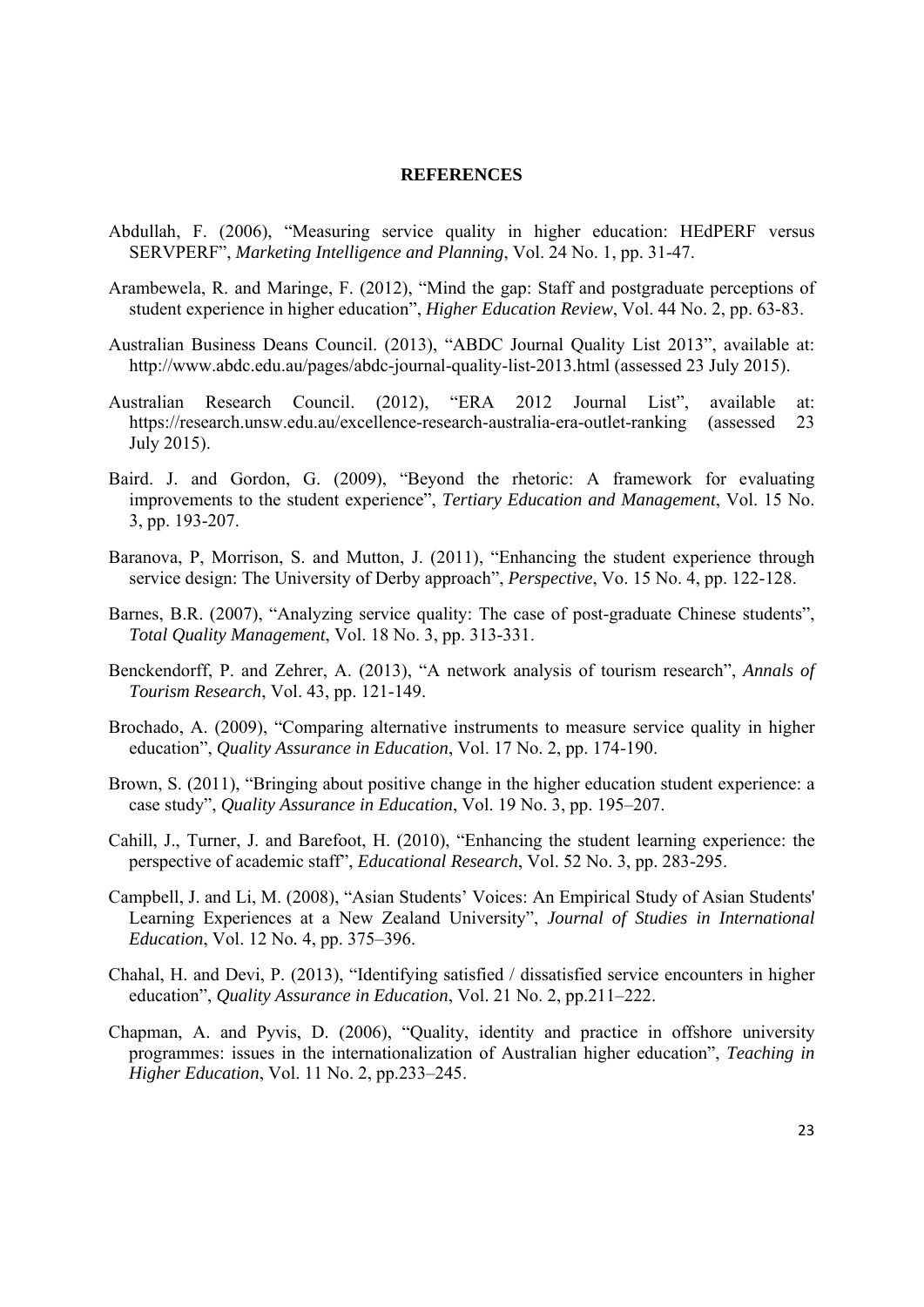**REFERENCES**

Abdullah, F. (2006), "Measuring service quality in higher education: HEdPERF versus SERVPERF", *Marketing Intelligence and Planning*, Vol. 24 No. 1, pp. 31-47.

Arambewela, R. and Maringe, F. (2012), "Mind the gap: Staff and postgraduate perceptions of student experience in higher education", *Higher Education Review*, Vol. 44 No. 2, pp. 63-83.

Australian Business Deans Council. (2013), "ABDC Journal Quality List 2013", available at: http://www.abdc.edu.au/pages/abdc-journal-quality-list-2013.html (assessed 23 July 2015).

Australian Research Council. (2012), "ERA 2012 Journal List", available at: https://research.unsw.edu.au/excellence-research-australia-era-outlet-ranking (assessed 23 July 2015).

Baird. J. and Gordon, G. (2009), "Beyond the rhetoric: A framework for evaluating improvements to the student experience", *Tertiary Education and Management*, Vol. 15 No. 3, pp. 193-207.

Baranova, P, Morrison, S. and Mutton, J. (2011), "Enhancing the student experience through service design: The University of Derby approach", *Perspective*, Vo. 15 No. 4, pp. 122-128.

Barnes, B.R. (2007), "Analyzing service quality: The case of post-graduate Chinese students", *Total Quality Management*, Vol. 18 No. 3, pp. 313-331.

Benckendorff, P. and Zehrer, A. (2013), "A network analysis of tourism research", *Annals of Tourism Research*, Vol. 43, pp. 121-149.

Brochado, A. (2009), "Comparing alternative instruments to measure service quality in higher education", *Quality Assurance in Education*, Vol. 17 No. 2, pp. 174-190.

Brown, S. (2011), "Bringing about positive change in the higher education student experience: a case study", *Quality Assurance in Education*, Vol. 19 No. 3, pp. 195–207.

Cahill, J., Turner, J. and Barefoot, H. (2010), "Enhancing the student learning experience: the perspective of academic staff", *Educational Research*, Vol. 52 No. 3, pp. 283-295.

Campbell, J. and Li, M. (2008), "Asian Students' Voices: An Empirical Study of Asian Students' Learning Experiences at a New Zealand University", *Journal of Studies in International Education*, Vol. 12 No. 4, pp. 375–396.

Chahal, H. and Devi, P. (2013), "Identifying satisfied / dissatisfied service encounters in higher education", *Quality Assurance in Education*, Vol. 21 No. 2, pp.211–222.

Chapman, A. and Pyvis, D. (2006), "Quality, identity and practice in offshore university programmes: issues in the internationalization of Australian higher education", *Teaching in Higher Education*, Vol. 11 No. 2, pp.233–245.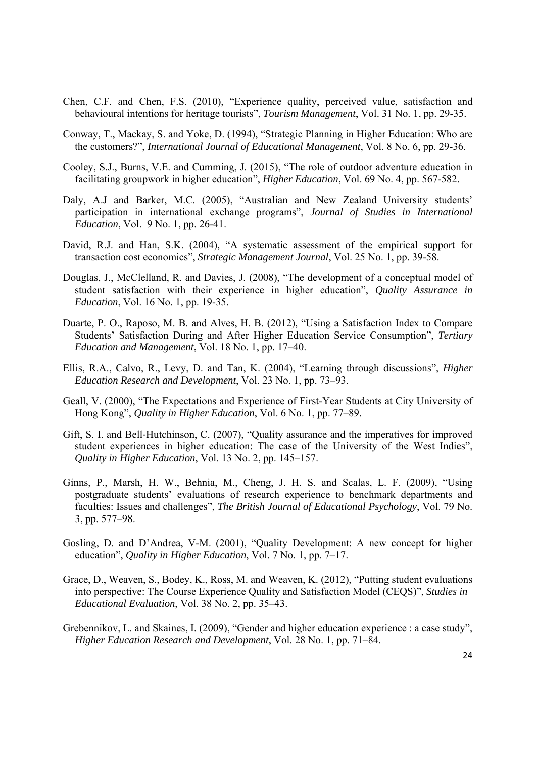Chen, C.F. and Chen, F.S. (2010), "Experience quality, perceived value, satisfaction and behavioural intentions for heritage tourists", *Tourism Management*, Vol. 31 No. 1, pp. 29-35.

Conway, T., Mackay, S. and Yoke, D. (1994), "Strategic Planning in Higher Education: Who are the customers?", *International Journal of Educational Management*, Vol. 8 No. 6, pp. 29-36.

Cooley, S.J., Burns, V.E. and Cumming, J. (2015), "The role of outdoor adventure education in facilitating groupwork in higher education", *Higher Education*, Vol. 69 No. 4, pp. 567-582.

Daly, A.J and Barker, M.C. (2005), "Australian and New Zealand University students' participation in international exchange programs", *Journal of Studies in International Education*, Vol. 9 No. 1, pp. 26-41.

David, R.J. and Han, S.K. (2004), "A systematic assessment of the empirical support for transaction cost economics", *Strategic Management Journal*, Vol. 25 No. 1, pp. 39-58.

Douglas, J., McClelland, R. and Davies, J. (2008), "The development of a conceptual model of student satisfaction with their experience in higher education", *Quality Assurance in Education*, Vol. 16 No. 1, pp. 19-35.

Duarte, P. O., Raposo, M. B. and Alves, H. B. (2012), "Using a Satisfaction Index to Compare Students' Satisfaction During and After Higher Education Service Consumption", *Tertiary Education and Management*, Vol. 18 No. 1, pp. 17–40.

Ellis, R.A., Calvo, R., Levy, D. and Tan, K. (2004), "Learning through discussions", *Higher Education Research and Development*, Vol. 23 No. 1, pp. 73–93.

Geall, V. (2000), "The Expectations and Experience of First-Year Students at City University of Hong Kong", *Quality in Higher Education*, Vol. 6 No. 1, pp. 77–89.

Gift, S. I. and Bell-Hutchinson, C. (2007), "Quality assurance and the imperatives for improved student experiences in higher education: The case of the University of the West Indies", *Quality in Higher Education*, Vol. 13 No. 2, pp. 145–157.

Ginns, P., Marsh, H. W., Behnia, M., Cheng, J. H. S. and Scalas, L. F. (2009), "Using postgraduate students' evaluations of research experience to benchmark departments and faculties: Issues and challenges", *The British Journal of Educational Psychology*, Vol. 79 No. 3, pp. 577–98.

Gosling, D. and D'Andrea, V-M. (2001), "Quality Development: A new concept for higher education", *Quality in Higher Education*, Vol. 7 No. 1, pp. 7–17.

Grace, D., Weaven, S., Bodey, K., Ross, M. and Weaven, K. (2012), "Putting student evaluations into perspective: The Course Experience Quality and Satisfaction Model (CEQS)", *Studies in Educational Evaluation*, Vol. 38 No. 2, pp. 35–43.

Grebennikov, L. and Skaines, I. (2009), "Gender and higher education experience : a case study", *Higher Education Research and Development*, Vol. 28 No. 1, pp. 71–84.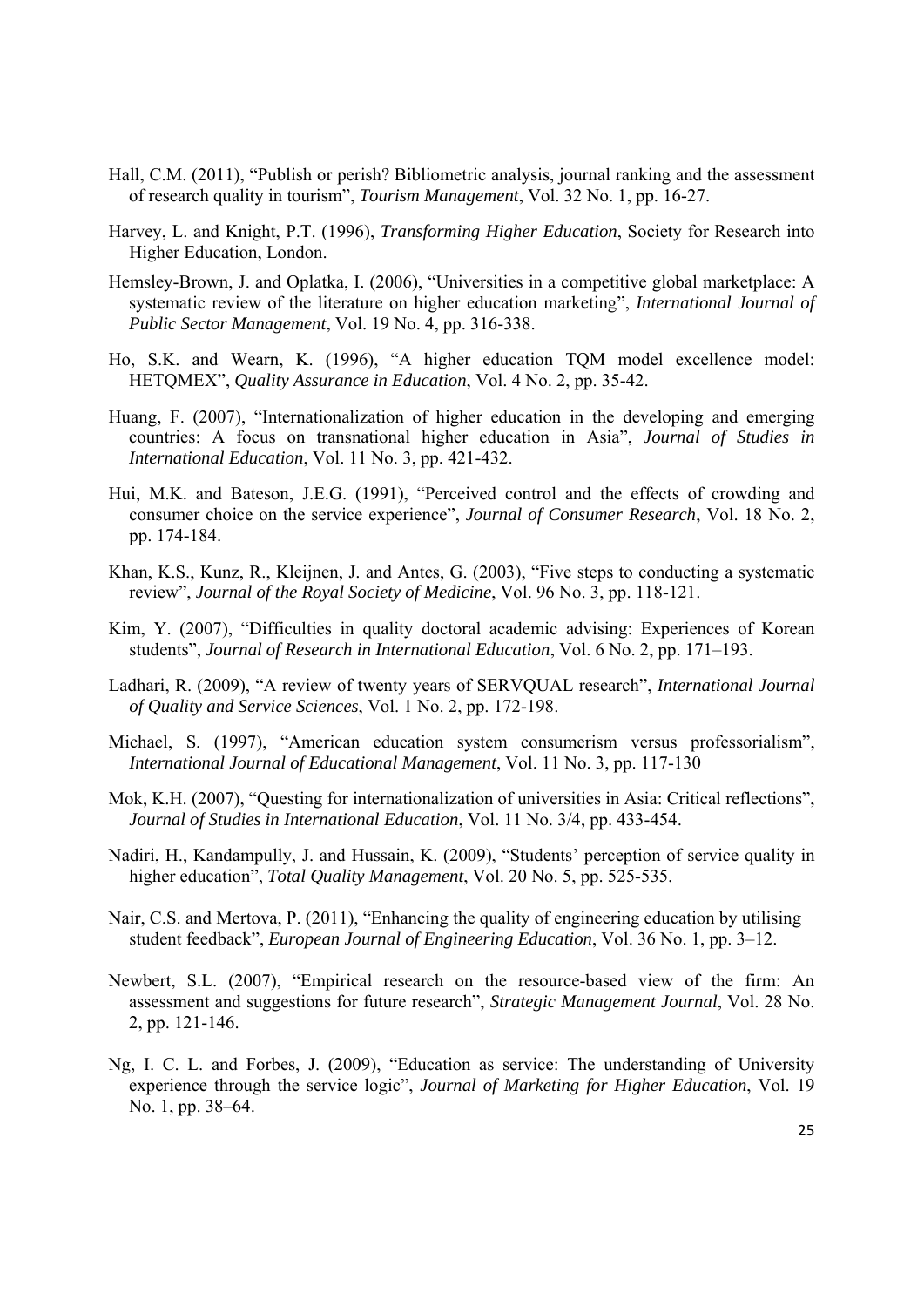Hall, C.M. (2011), "Publish or perish? Bibliometric analysis, journal ranking and the assessment of research quality in tourism", *Tourism Management*, Vol. 32 No. 1, pp. 16-27.

Harvey, L. and Knight, P.T. (1996), *Transforming Higher Education*, Society for Research into Higher Education, London.

Hemsley-Brown, J. and Oplatka, I. (2006), "Universities in a competitive global marketplace: A systematic review of the literature on higher education marketing", *International Journal of Public Sector Management*, Vol. 19 No. 4, pp. 316-338.

Ho, S.K. and Wearn, K. (1996), "A higher education TQM model excellence model: HETQMEX", *Quality Assurance in Education*, Vol. 4 No. 2, pp. 35-42.

Huang, F. (2007), "Internationalization of higher education in the developing and emerging countries: A focus on transnational higher education in Asia", *Journal of Studies in International Education*, Vol. 11 No. 3, pp. 421-432.

Hui, M.K. and Bateson, J.E.G. (1991), "Perceived control and the effects of crowding and consumer choice on the service experience", *Journal of Consumer Research*, Vol. 18 No. 2, pp. 174-184.

Khan, K.S., Kunz, R., Kleijnen, J. and Antes, G. (2003), "Five steps to conducting a systematic review", *Journal of the Royal Society of Medicine*, Vol. 96 No. 3, pp. 118-121.

Kim, Y. (2007), "Difficulties in quality doctoral academic advising: Experiences of Korean students", *Journal of Research in International Education*, Vol. 6 No. 2, pp. 171–193.

Ladhari, R. (2009), "A review of twenty years of SERVQUAL research", *International Journal of Quality and Service Sciences*, Vol. 1 No. 2, pp. 172-198.

Michael, S. (1997), "American education system consumerism versus professorialism", *International Journal of Educational Management*, Vol. 11 No. 3, pp. 117-130

Mok, K.H. (2007), "Questing for internationalization of universities in Asia: Critical reflections", *Journal of Studies in International Education*, Vol. 11 No. 3/4, pp. 433-454.

Nadiri, H., Kandampully, J. and Hussain, K. (2009), "Students' perception of service quality in higher education", *Total Quality Management*, Vol. 20 No. 5, pp. 525-535.

Nair, C.S. and Mertova, P. (2011), "Enhancing the quality of engineering education by utilising student feedback", *European Journal of Engineering Education*, Vol. 36 No. 1, pp. 3–12.

Newbert, S.L. (2007), "Empirical research on the resource-based view of the firm: An assessment and suggestions for future research", *Strategic Management Journal*, Vol. 28 No. 2, pp. 121-146.

Ng, I. C. L. and Forbes, J. (2009), "Education as service: The understanding of University experience through the service logic", *Journal of Marketing for Higher Education*, Vol. 19 No. 1, pp. 38–64.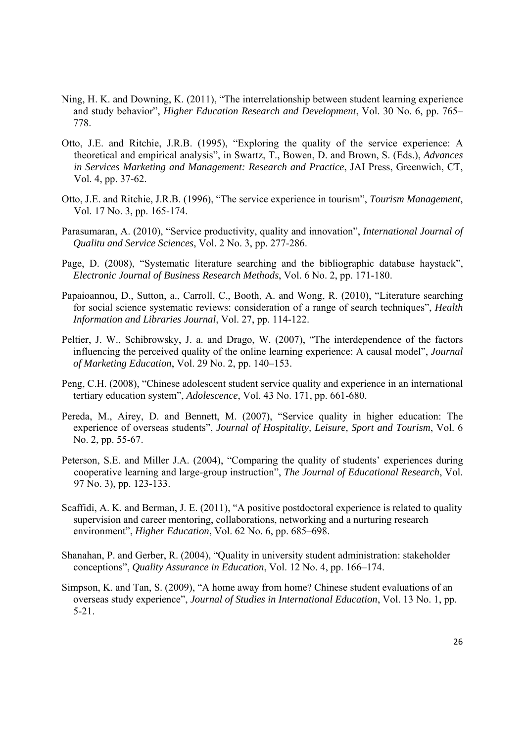Ning, H. K. and Downing, K. (2011), "The interrelationship between student learning experience and study behavior", *Higher Education Research and Development*, Vol. 30 No. 6, pp. 765–778.

Otto, J.E. and Ritchie, J.R.B. (1995), "Exploring the quality of the service experience: A theoretical and empirical analysis", in Swartz, T., Bowen, D. and Brown, S. (Eds.), *Advances in Services Marketing and Management: Research and Practice*, JAI Press, Greenwich, CT, Vol. 4, pp. 37-62.

Otto, J.E. and Ritchie, J.R.B. (1996), "The service experience in tourism", *Tourism Management*, Vol. 17 No. 3, pp. 165-174.

Parasumaran, A. (2010), "Service productivity, quality and innovation", *International Journal of Qualitu and Service Sciences*, Vol. 2 No. 3, pp. 277-286.

Page, D. (2008), "Systematic literature searching and the bibliographic database haystack", *Electronic Journal of Business Research Methods*, Vol. 6 No. 2, pp. 171-180.

Papaioannou, D., Sutton, a., Carroll, C., Booth, A. and Wong, R. (2010), "Literature searching for social science systematic reviews: consideration of a range of search techniques", *Health Information and Libraries Journal*, Vol. 27, pp. 114-122.

Peltier, J. W., Schibrowsky, J. a. and Drago, W. (2007), "The interdependence of the factors influencing the perceived quality of the online learning experience: A causal model", *Journal of Marketing Education*, Vol. 29 No. 2, pp. 140–153.

Peng, C.H. (2008), "Chinese adolescent student service quality and experience in an international tertiary education system", *Adolescence*, Vol. 43 No. 171, pp. 661-680.

Pereda, M., Airey, D. and Bennett, M. (2007), "Service quality in higher education: The experience of overseas students", *Journal of Hospitality, Leisure, Sport and Tourism*, Vol. 6 No. 2, pp. 55-67.

Peterson, S.E. and Miller J.A. (2004), "Comparing the quality of students' experiences during cooperative learning and large-group instruction", *The Journal of Educational Research*, Vol. 97 No. 3), pp. 123-133.

Scaffidi, A. K. and Berman, J. E. (2011), "A positive postdoctoral experience is related to quality supervision and career mentoring, collaborations, networking and a nurturing research environment", *Higher Education*, Vol. 62 No. 6, pp. 685–698.

Shanahan, P. and Gerber, R. (2004), "Quality in university student administration: stakeholder conceptions", *Quality Assurance in Education*, Vol. 12 No. 4, pp. 166–174.

Simpson, K. and Tan, S. (2009), "A home away from home? Chinese student evaluations of an overseas study experience", *Journal of Studies in International Education*, Vol. 13 No. 1, pp. 5-21.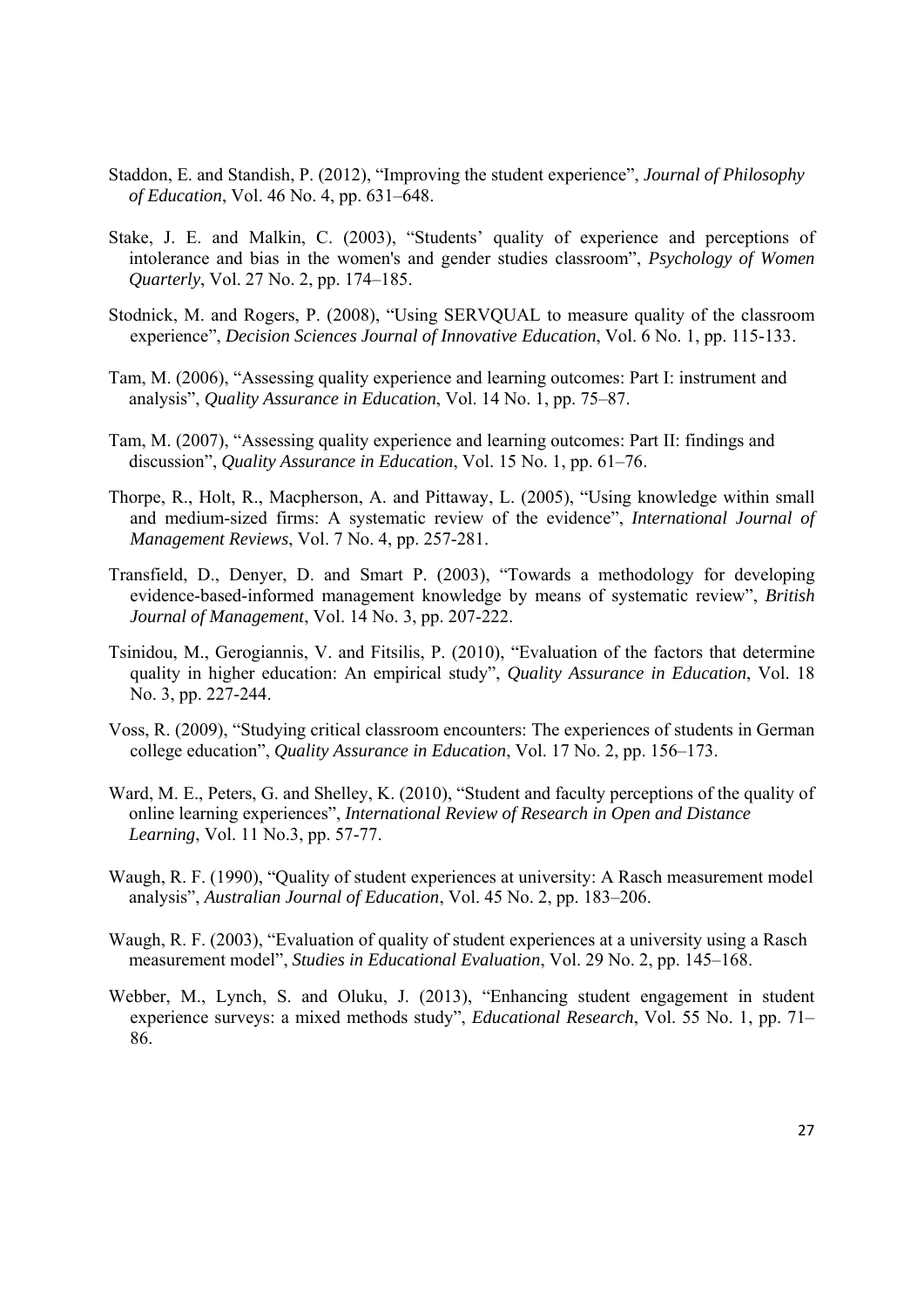Staddon, E. and Standish, P. (2012), "Improving the student experience", *Journal of Philosophy of Education*, Vol. 46 No. 4, pp. 631–648.

Stake, J. E. and Malkin, C. (2003), "Students' quality of experience and perceptions of intolerance and bias in the women's and gender studies classroom", *Psychology of Women Quarterly*, Vol. 27 No. 2, pp. 174–185.

Stodnick, M. and Rogers, P. (2008), "Using SERVQUAL to measure quality of the classroom experience", *Decision Sciences Journal of Innovative Education*, Vol. 6 No. 1, pp. 115-133.

Tam, M. (2006), "Assessing quality experience and learning outcomes: Part I: instrument and analysis", *Quality Assurance in Education*, Vol. 14 No. 1, pp. 75–87.

Tam, M. (2007), "Assessing quality experience and learning outcomes: Part II: findings and discussion", *Quality Assurance in Education*, Vol. 15 No. 1, pp. 61–76.

Thorpe, R., Holt, R., Macpherson, A. and Pittaway, L. (2005), "Using knowledge within small and medium-sized firms: A systematic review of the evidence", *International Journal of Management Reviews*, Vol. 7 No. 4, pp. 257-281.

Transfield, D., Denyer, D. and Smart P. (2003), "Towards a methodology for developing evidence-based-informed management knowledge by means of systematic review", *British Journal of Management*, Vol. 14 No. 3, pp. 207-222.

Tsinidou, M., Gerogiannis, V. and Fitsilis, P. (2010), "Evaluation of the factors that determine quality in higher education: An empirical study", *Quality Assurance in Education*, Vol. 18 No. 3, pp. 227-244.

Voss, R. (2009), "Studying critical classroom encounters: The experiences of students in German college education", *Quality Assurance in Education*, Vol. 17 No. 2, pp. 156–173.

Ward, M. E., Peters, G. and Shelley, K. (2010), "Student and faculty perceptions of the quality of online learning experiences", *International Review of Research in Open and Distance Learning*, Vol. 11 No.3, pp. 57-77.

Waugh, R. F. (1990), "Quality of student experiences at university: A Rasch measurement model analysis", *Australian Journal of Education*, Vol. 45 No. 2, pp. 183–206.

Waugh, R. F. (2003), "Evaluation of quality of student experiences at a university using a Rasch measurement model", *Studies in Educational Evaluation*, Vol. 29 No. 2, pp. 145–168.

Webber, M., Lynch, S. and Oluku, J. (2013), "Enhancing student engagement in student experience surveys: a mixed methods study", *Educational Research*, Vol. 55 No. 1, pp. 71–86.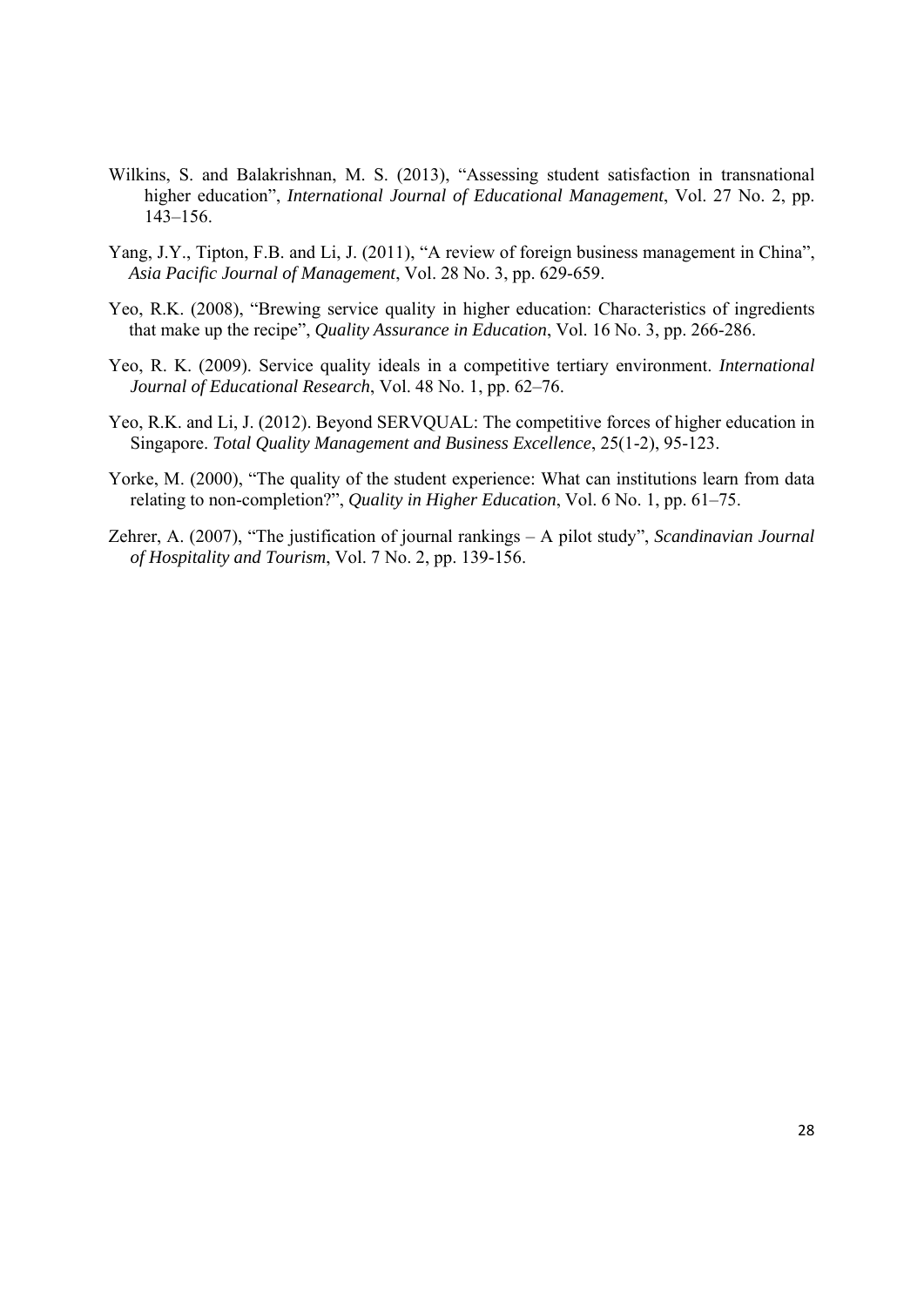Wilkins, S. and Balakrishnan, M. S. (2013), "Assessing student satisfaction in transnational higher education", *International Journal of Educational Management*, Vol. 27 No. 2, pp. 143–156.

Yang, J.Y., Tipton, F.B. and Li, J. (2011), "A review of foreign business management in China", *Asia Pacific Journal of Management*, Vol. 28 No. 3, pp. 629-659.

Yeo, R.K. (2008), "Brewing service quality in higher education: Characteristics of ingredients that make up the recipe", *Quality Assurance in Education*, Vol. 16 No. 3, pp. 266-286.

Yeo, R. K. (2009). Service quality ideals in a competitive tertiary environment. *International Journal of Educational Research*, Vol. 48 No. 1, pp. 62–76.

Yeo, R.K. and Li, J. (2012). Beyond SERVQUAL: The competitive forces of higher education in Singapore. *Total Quality Management and Business Excellence*, 25(1-2), 95-123.

Yorke, M. (2000), "The quality of the student experience: What can institutions learn from data relating to non-completion?", *Quality in Higher Education*, Vol. 6 No. 1, pp. 61–75.

Zehrer, A. (2007), "The justification of journal rankings – A pilot study", *Scandinavian Journal of Hospitality and Tourism*, Vol. 7 No. 2, pp. 139-156.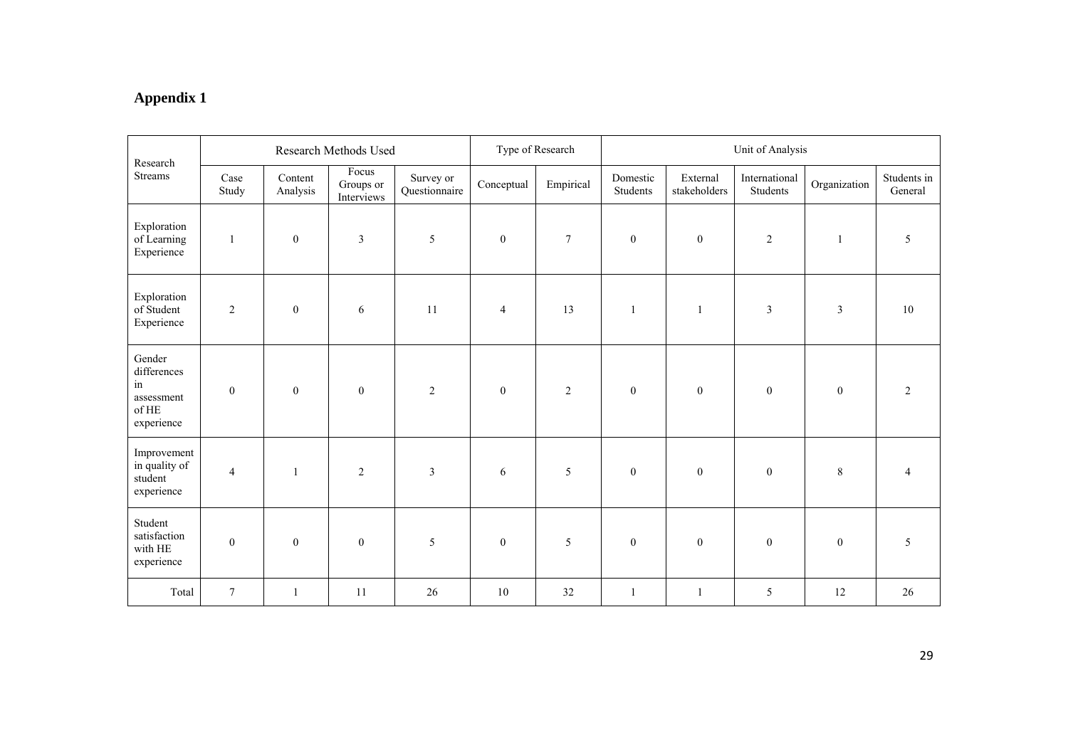## Appendix 1

| Research Streams | Research Methods Used | | | | Type of Research | | Unit of Analysis | | | | |
|---|---|---|---|---|---|---|---|---|---|---|---|
| | Case Study | Content Analysis | Focus Groups or Interviews | Survey or Questionnaire | Conceptual | Empirical | Domestic Students | External stakeholders | International Students | Organization | Students in General |
| Exploration of Learning Experience | 1 | 0 | 3 | 5 | 0 | 7 | 0 | 0 | 2 | 1 | 5 |
| Exploration of Student Experience | 2 | 0 | 6 | 11 | 4 | 13 | 1 | 1 | 3 | 3 | 10 |
| Gender differences in assessment of HE experience | 0 | 0 | 0 | 2 | 0 | 2 | 0 | 0 | 0 | 0 | 2 |
| Improvement in quality of student experience | 4 | 1 | 2 | 3 | 6 | 5 | 0 | 0 | 0 | 8 | 4 |
| Student satisfaction with HE experience | 0 | 0 | 0 | 5 | 0 | 5 | 0 | 0 | 0 | 0 | 5 |
| Total | 7 | 1 | 11 | 26 | 10 | 32 | 1 | 1 | 5 | 12 | 26 |